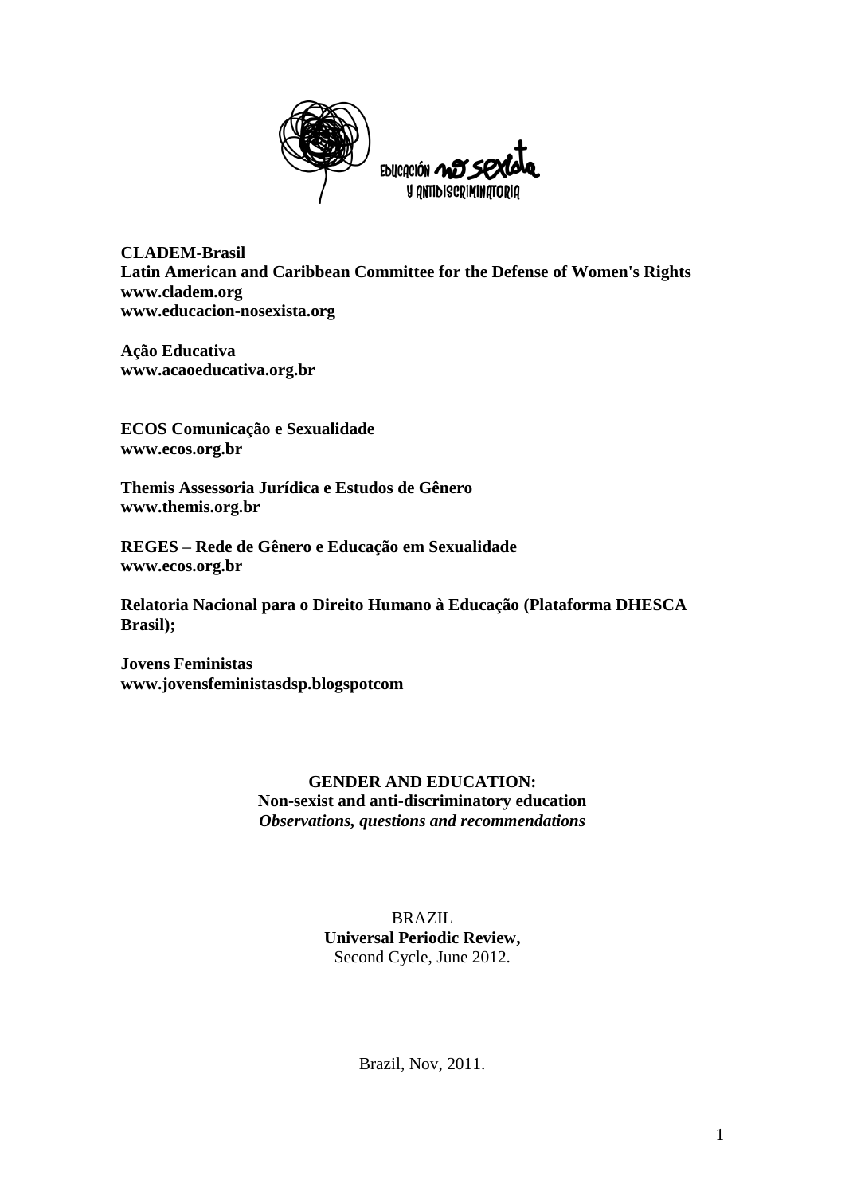**CLADEM-Brasil**
**Latin American and Caribbean Committee for the Defense of Women's Rights**
**www.cladem.org**
**www.educacion-nosexista.org**

**Ação Educativa**
**www.acaoeducativa.org.br**

**ECOS Comunicação e Sexualidade**
**www.ecos.org.br**

**Themis Assessoria Jurídica e Estudos de Gênero**
**www.themis.org.br**

**REGES – Rede de Gênero e Educação em Sexualidade**
**www.ecos.org.br**

**Relatoria Nacional para o Direito Humano à Educação (Plataforma DHESCA Brasil);**

**Jovens Feministas**
**www.jovensfeministasdsp.blogspotcom**

# GENDER AND EDUCATION:
## Non-sexist and anti-discriminatory education
***Observations, questions and recommendations***

BRAZIL
**Universal Periodic Review,**
Second Cycle, June 2012.

Brazil, Nov, 2011.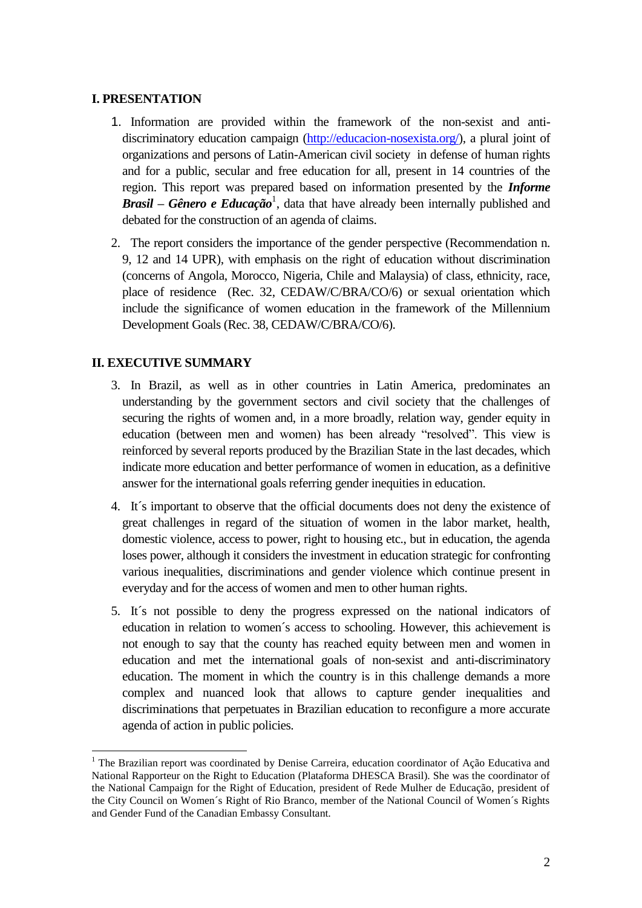## I. PRESENTATION

1. Information are provided within the framework of the non-sexist and anti-discriminatory education campaign (http://educacion-nosexista.org/), a plural joint of organizations and persons of Latin-American civil society in defense of human rights and for a public, secular and free education for all, present in 14 countries of the region. This report was prepared based on information presented by the ***Informe Brasil – Gênero e Educação***[1], data that have already been internally published and debated for the construction of an agenda of claims.

2. The report considers the importance of the gender perspective (Recommendation n. 9, 12 and 14 UPR), with emphasis on the right of education without discrimination (concerns of Angola, Morocco, Nigeria, Chile and Malaysia) of class, ethnicity, race, place of residence (Rec. 32, CEDAW/C/BRA/CO/6) or sexual orientation which include the significance of women education in the framework of the Millennium Development Goals (Rec. 38, CEDAW/C/BRA/CO/6).

## II. EXECUTIVE SUMMARY

3. In Brazil, as well as in other countries in Latin America, predominates an understanding by the government sectors and civil society that the challenges of securing the rights of women and, in a more broadly, relation way, gender equity in education (between men and women) has been already "resolved". This view is reinforced by several reports produced by the Brazilian State in the last decades, which indicate more education and better performance of women in education, as a definitive answer for the international goals referring gender inequities in education.

4. It´s important to observe that the official documents does not deny the existence of great challenges in regard of the situation of women in the labor market, health, domestic violence, access to power, right to housing etc., but in education, the agenda loses power, although it considers the investment in education strategic for confronting various inequalities, discriminations and gender violence which continue present in everyday and for the access of women and men to other human rights.

5. It´s not possible to deny the progress expressed on the national indicators of education in relation to women´s access to schooling. However, this achievement is not enough to say that the county has reached equity between men and women in education and met the international goals of non-sexist and anti-discriminatory education. The moment in which the country is in this challenge demands a more complex and nuanced look that allows to capture gender inequalities and discriminations that perpetuates in Brazilian education to reconfigure a more accurate agenda of action in public policies.

---

[1] The Brazilian report was coordinated by Denise Carreira, education coordinator of Ação Educativa and National Rapporteur on the Right to Education (Plataforma DHESCA Brasil). She was the coordinator of the National Campaign for the Right of Education, president of Rede Mulher de Educação, president of the City Council on Women´s Right of Rio Branco, member of the National Council of Women´s Rights and Gender Fund of the Canadian Embassy Consultant.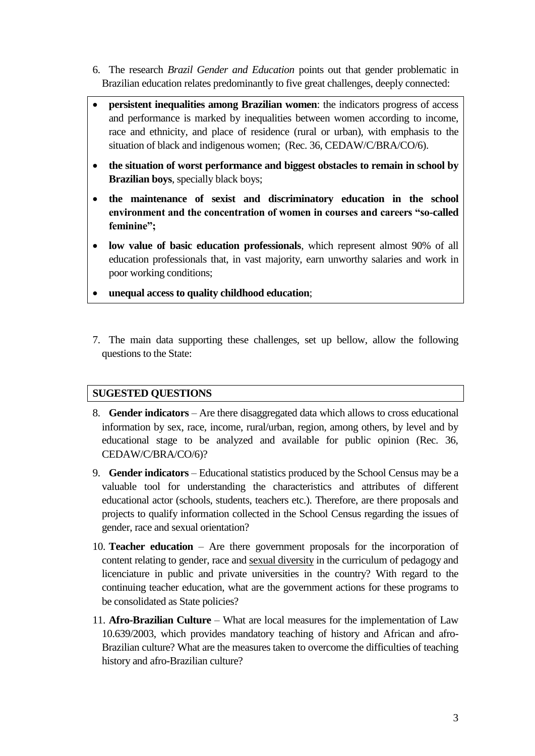6. The research *Brazil Gender and Education* points out that gender problematic in Brazilian education relates predominantly to five great challenges, deeply connected:

- **persistent inequalities among Brazilian women**: the indicators progress of access and performance is marked by inequalities between women according to income, race and ethnicity, and place of residence (rural or urban), with emphasis to the situation of black and indigenous women; (Rec. 36, CEDAW/C/BRA/CO/6).
- **the situation of worst performance and biggest obstacles to remain in school by Brazilian boys**, specially black boys;
- **the maintenance of sexist and discriminatory education in the school environment and the concentration of women in courses and careers "so-called feminine";**
- **low value of basic education professionals**, which represent almost 90% of all education professionals that, in vast majority, earn unworthy salaries and work in poor working conditions;
- **unequal access to quality childhood education**;

7. The main data supporting these challenges, set up bellow, allow the following questions to the State:

## SUGESTED QUESTIONS

8. **Gender indicators** – Are there disaggregated data which allows to cross educational information by sex, race, income, rural/urban, region, among others, by level and by educational stage to be analyzed and available for public opinion (Rec. 36, CEDAW/C/BRA/CO/6)?

9. **Gender indicators** – Educational statistics produced by the School Census may be a valuable tool for understanding the characteristics and attributes of different educational actor (schools, students, teachers etc.). Therefore, are there proposals and projects to qualify information collected in the School Census regarding the issues of gender, race and sexual orientation?

10. **Teacher education** – Are there government proposals for the incorporation of content relating to gender, race and sexual diversity in the curriculum of pedagogy and licenciature in public and private universities in the country? With regard to the continuing teacher education, what are the government actions for these programs to be consolidated as State policies?

11. **Afro-Brazilian Culture** – What are local measures for the implementation of Law 10.639/2003, which provides mandatory teaching of history and African and afro-Brazilian culture? What are the measures taken to overcome the difficulties of teaching history and afro-Brazilian culture?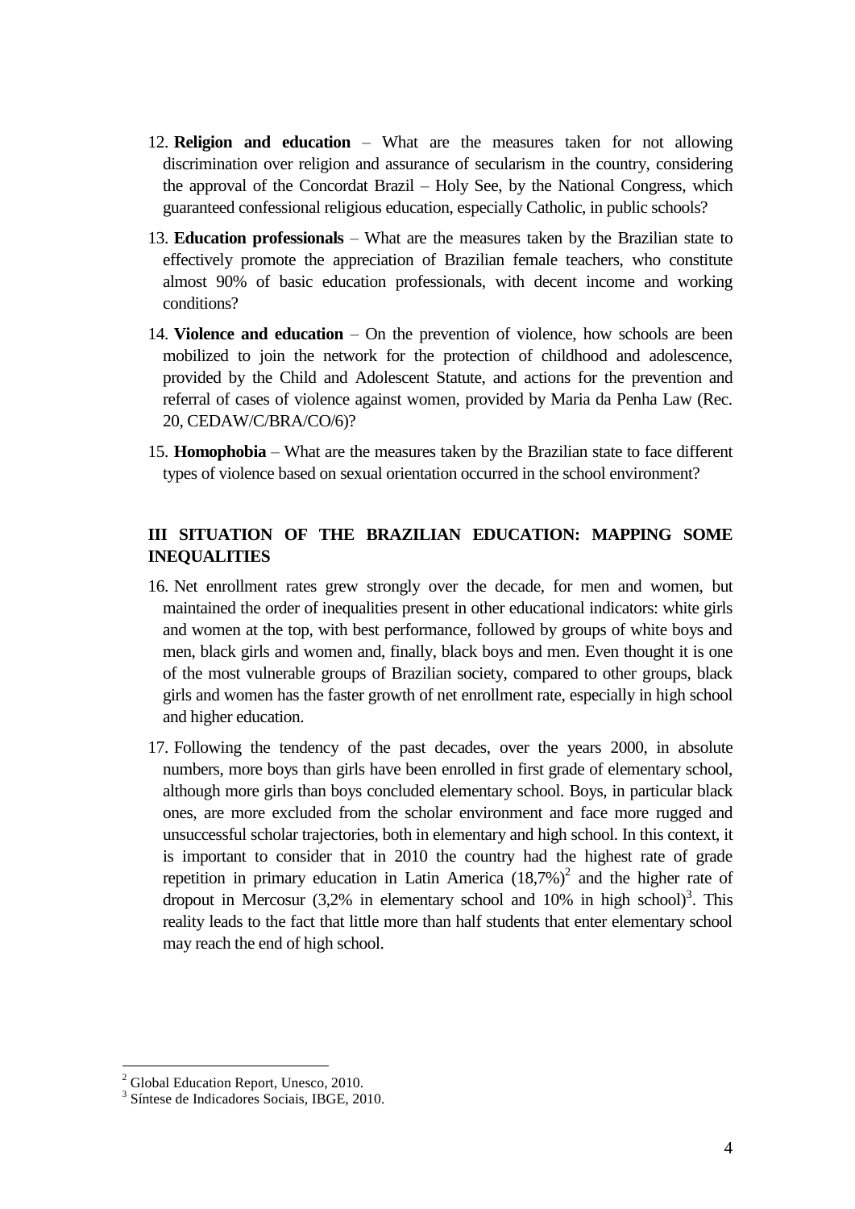12. **Religion and education** – What are the measures taken for not allowing discrimination over religion and assurance of secularism in the country, considering the approval of the Concordat Brazil – Holy See, by the National Congress, which guaranteed confessional religious education, especially Catholic, in public schools?

13. **Education professionals** – What are the measures taken by the Brazilian state to effectively promote the appreciation of Brazilian female teachers, who constitute almost 90% of basic education professionals, with decent income and working conditions?

14. **Violence and education** – On the prevention of violence, how schools are been mobilized to join the network for the protection of childhood and adolescence, provided by the Child and Adolescent Statute, and actions for the prevention and referral of cases of violence against women, provided by Maria da Penha Law (Rec. 20, CEDAW/C/BRA/CO/6)?

15. **Homophobia** – What are the measures taken by the Brazilian state to face different types of violence based on sexual orientation occurred in the school environment?

## III SITUATION OF THE BRAZILIAN EDUCATION: MAPPING SOME INEQUALITIES

16. Net enrollment rates grew strongly over the decade, for men and women, but maintained the order of inequalities present in other educational indicators: white girls and women at the top, with best performance, followed by groups of white boys and men, black girls and women and, finally, black boys and men. Even thought it is one of the most vulnerable groups of Brazilian society, compared to other groups, black girls and women has the faster growth of net enrollment rate, especially in high school and higher education.

17. Following the tendency of the past decades, over the years 2000, in absolute numbers, more boys than girls have been enrolled in first grade of elementary school, although more girls than boys concluded elementary school. Boys, in particular black ones, are more excluded from the scholar environment and face more rugged and unsuccessful scholar trajectories, both in elementary and high school. In this context, it is important to consider that in 2010 the country had the highest rate of grade repetition in primary education in Latin America (18,7%)[2] and the higher rate of dropout in Mercosur (3,2% in elementary school and 10% in high school)[3]. This reality leads to the fact that little more than half students that enter elementary school may reach the end of high school.

[2] Global Education Report, Unesco, 2010.

[3] Síntese de Indicadores Sociais, IBGE, 2010.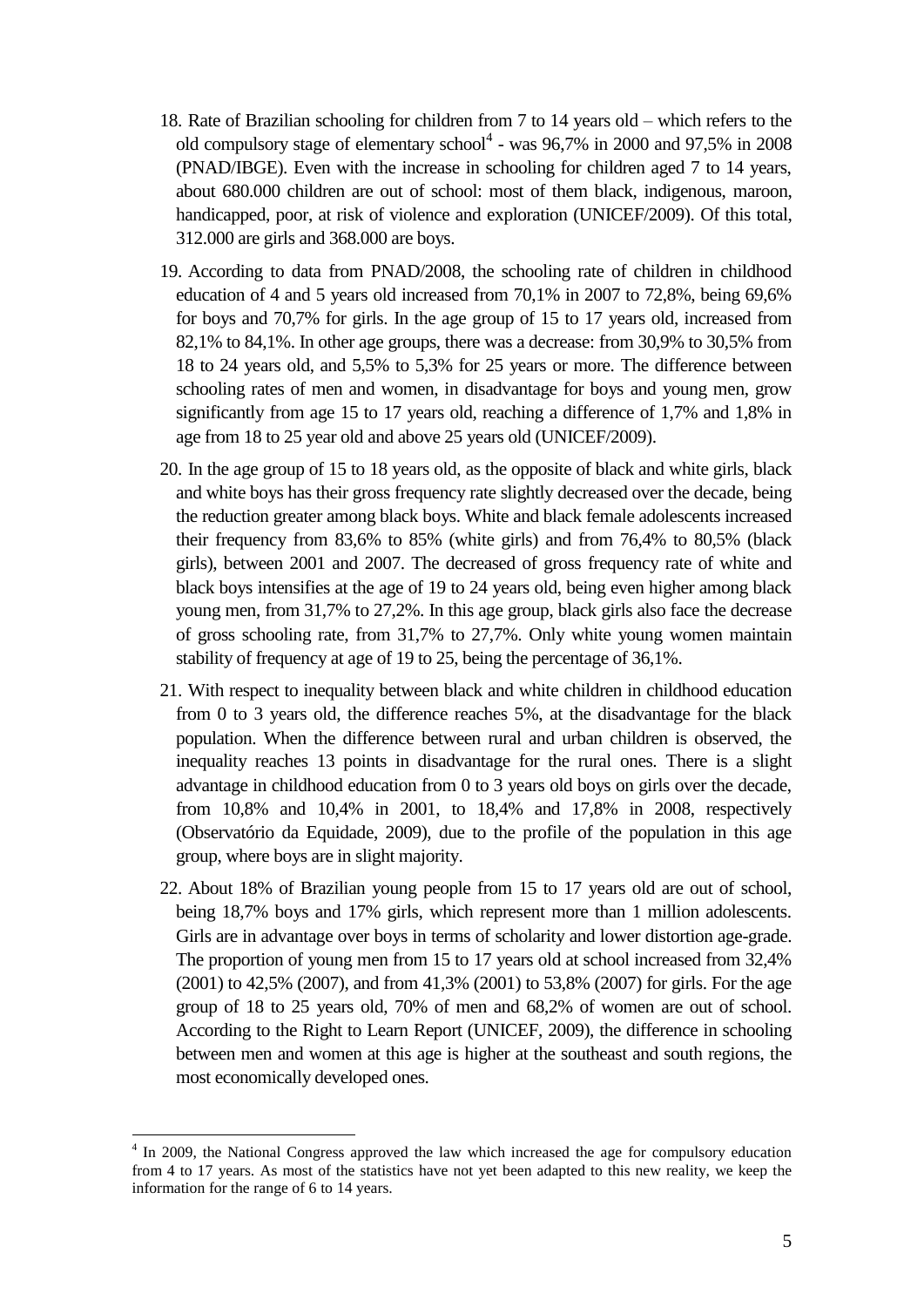18. Rate of Brazilian schooling for children from 7 to 14 years old – which refers to the old compulsory stage of elementary school[4] - was 96,7% in 2000 and 97,5% in 2008 (PNAD/IBGE). Even with the increase in schooling for children aged 7 to 14 years, about 680.000 children are out of school: most of them black, indigenous, maroon, handicapped, poor, at risk of violence and exploration (UNICEF/2009). Of this total, 312.000 are girls and 368.000 are boys.

19. According to data from PNAD/2008, the schooling rate of children in childhood education of 4 and 5 years old increased from 70,1% in 2007 to 72,8%, being 69,6% for boys and 70,7% for girls. In the age group of 15 to 17 years old, increased from 82,1% to 84,1%. In other age groups, there was a decrease: from 30,9% to 30,5% from 18 to 24 years old, and 5,5% to 5,3% for 25 years or more. The difference between schooling rates of men and women, in disadvantage for boys and young men, grow significantly from age 15 to 17 years old, reaching a difference of 1,7% and 1,8% in age from 18 to 25 year old and above 25 years old (UNICEF/2009).

20. In the age group of 15 to 18 years old, as the opposite of black and white girls, black and white boys has their gross frequency rate slightly decreased over the decade, being the reduction greater among black boys. White and black female adolescents increased their frequency from 83,6% to 85% (white girls) and from 76,4% to 80,5% (black girls), between 2001 and 2007. The decreased of gross frequency rate of white and black boys intensifies at the age of 19 to 24 years old, being even higher among black young men, from 31,7% to 27,2%. In this age group, black girls also face the decrease of gross schooling rate, from 31,7% to 27,7%. Only white young women maintain stability of frequency at age of 19 to 25, being the percentage of 36,1%.

21. With respect to inequality between black and white children in childhood education from 0 to 3 years old, the difference reaches 5%, at the disadvantage for the black population. When the difference between rural and urban children is observed, the inequality reaches 13 points in disadvantage for the rural ones. There is a slight advantage in childhood education from 0 to 3 years old boys on girls over the decade, from 10,8% and 10,4% in 2001, to 18,4% and 17,8% in 2008, respectively (Observatório da Equidade, 2009), due to the profile of the population in this age group, where boys are in slight majority.

22. About 18% of Brazilian young people from 15 to 17 years old are out of school, being 18,7% boys and 17% girls, which represent more than 1 million adolescents. Girls are in advantage over boys in terms of scholarity and lower distortion age-grade. The proportion of young men from 15 to 17 years old at school increased from 32,4% (2001) to 42,5% (2007), and from 41,3% (2001) to 53,8% (2007) for girls. For the age group of 18 to 25 years old, 70% of men and 68,2% of women are out of school. According to the Right to Learn Report (UNICEF, 2009), the difference in schooling between men and women at this age is higher at the southeast and south regions, the most economically developed ones.

---

[4] In 2009, the National Congress approved the law which increased the age for compulsory education from 4 to 17 years. As most of the statistics have not yet been adapted to this new reality, we keep the information for the range of 6 to 14 years.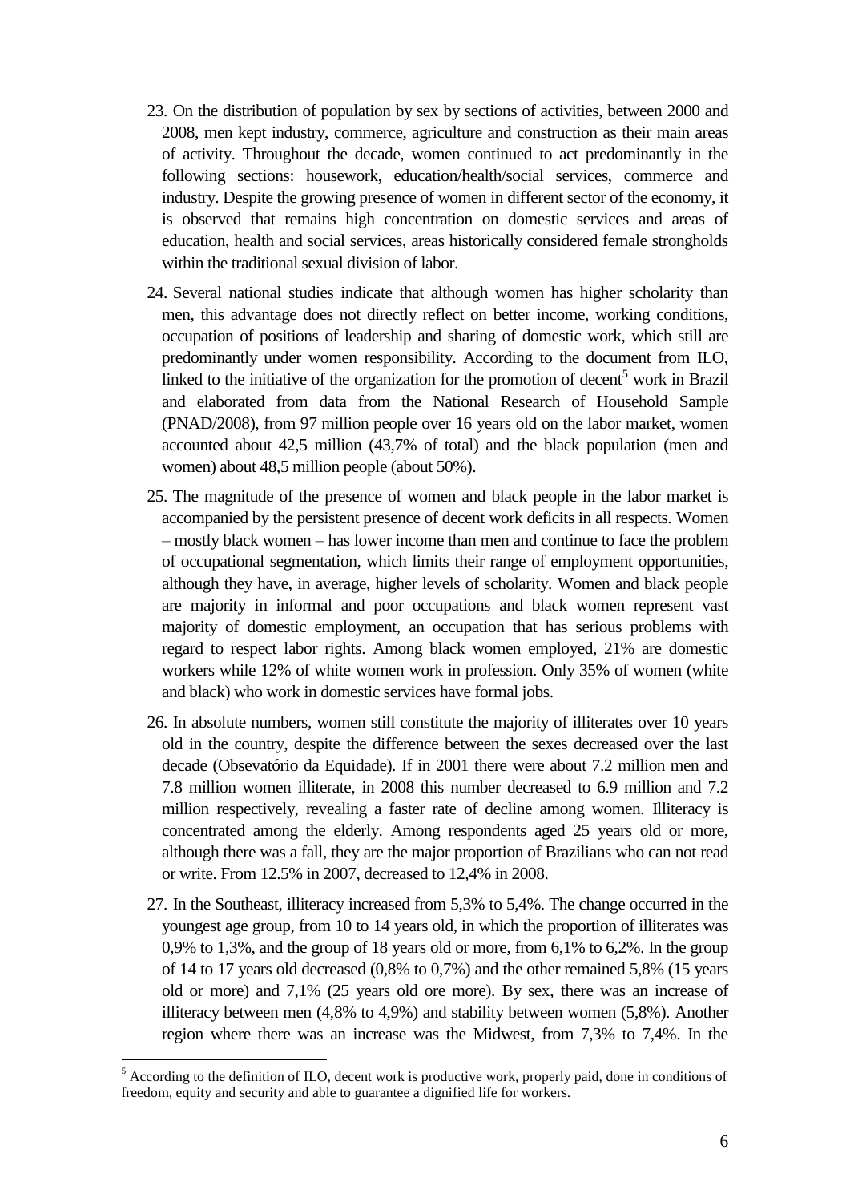23. On the distribution of population by sex by sections of activities, between 2000 and 2008, men kept industry, commerce, agriculture and construction as their main areas of activity. Throughout the decade, women continued to act predominantly in the following sections: housework, education/health/social services, commerce and industry. Despite the growing presence of women in different sector of the economy, it is observed that remains high concentration on domestic services and areas of education, health and social services, areas historically considered female strongholds within the traditional sexual division of labor.

24. Several national studies indicate that although women has higher scholarity than men, this advantage does not directly reflect on better income, working conditions, occupation of positions of leadership and sharing of domestic work, which still are predominantly under women responsibility. According to the document from ILO, linked to the initiative of the organization for the promotion of decent[5] work in Brazil and elaborated from data from the National Research of Household Sample (PNAD/2008), from 97 million people over 16 years old on the labor market, women accounted about 42,5 million (43,7% of total) and the black population (men and women) about 48,5 million people (about 50%).

25. The magnitude of the presence of women and black people in the labor market is accompanied by the persistent presence of decent work deficits in all respects. Women – mostly black women – has lower income than men and continue to face the problem of occupational segmentation, which limits their range of employment opportunities, although they have, in average, higher levels of scholarity. Women and black people are majority in informal and poor occupations and black women represent vast majority of domestic employment, an occupation that has serious problems with regard to respect labor rights. Among black women employed, 21% are domestic workers while 12% of white women work in profession. Only 35% of women (white and black) who work in domestic services have formal jobs.

26. In absolute numbers, women still constitute the majority of illiterates over 10 years old in the country, despite the difference between the sexes decreased over the last decade (Obsevatório da Equidade). If in 2001 there were about 7.2 million men and 7.8 million women illiterate, in 2008 this number decreased to 6.9 million and 7.2 million respectively, revealing a faster rate of decline among women. Illiteracy is concentrated among the elderly. Among respondents aged 25 years old or more, although there was a fall, they are the major proportion of Brazilians who can not read or write. From 12.5% in 2007, decreased to 12,4% in 2008.

27. In the Southeast, illiteracy increased from 5,3% to 5,4%. The change occurred in the youngest age group, from 10 to 14 years old, in which the proportion of illiterates was 0,9% to 1,3%, and the group of 18 years old or more, from 6,1% to 6,2%. In the group of 14 to 17 years old decreased (0,8% to 0,7%) and the other remained 5,8% (15 years old or more) and 7,1% (25 years old ore more). By sex, there was an increase of illiteracy between men (4,8% to 4,9%) and stability between women (5,8%). Another region where there was an increase was the Midwest, from 7,3% to 7,4%. In the

[5] According to the definition of ILO, decent work is productive work, properly paid, done in conditions of freedom, equity and security and able to guarantee a dignified life for workers.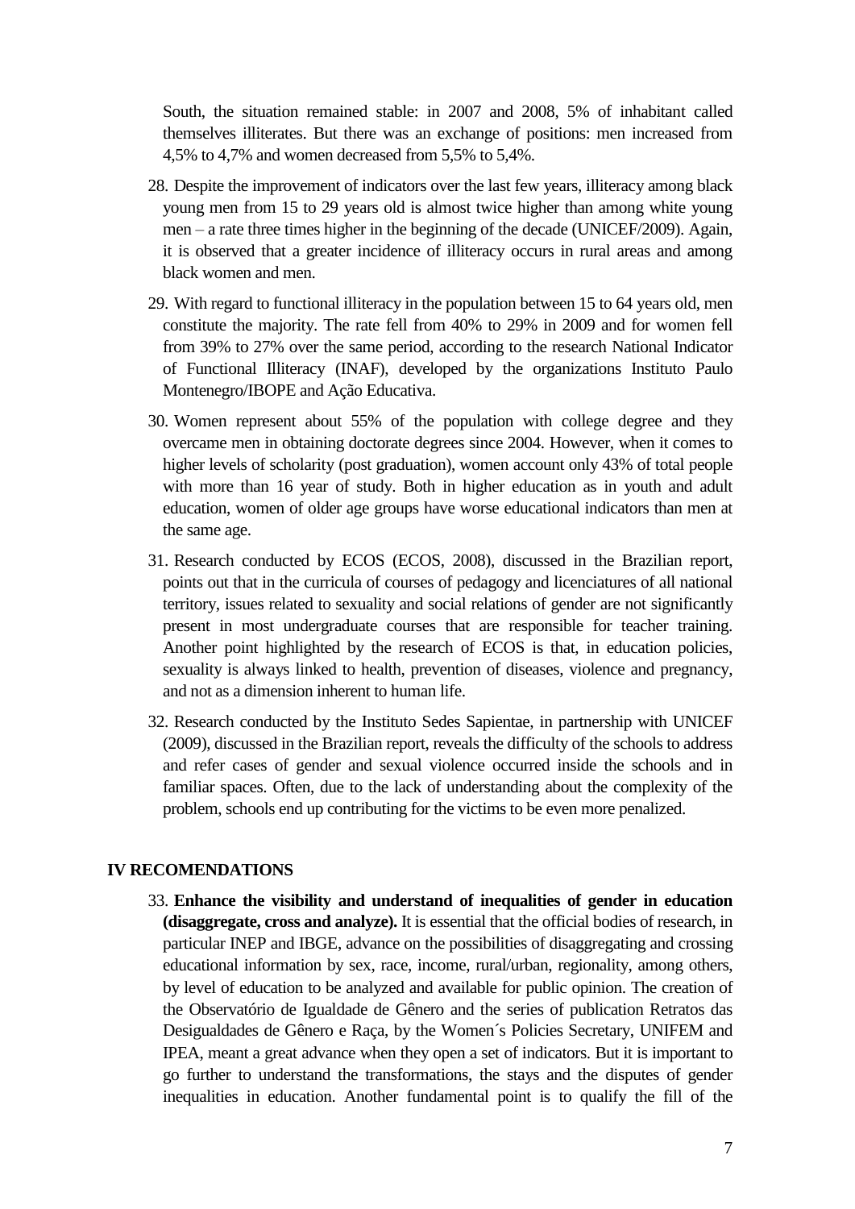South, the situation remained stable: in 2007 and 2008, 5% of inhabitant called themselves illiterates. But there was an exchange of positions: men increased from 4,5% to 4,7% and women decreased from 5,5% to 5,4%.

28. Despite the improvement of indicators over the last few years, illiteracy among black young men from 15 to 29 years old is almost twice higher than among white young men – a rate three times higher in the beginning of the decade (UNICEF/2009). Again, it is observed that a greater incidence of illiteracy occurs in rural areas and among black women and men.

29. With regard to functional illiteracy in the population between 15 to 64 years old, men constitute the majority. The rate fell from 40% to 29% in 2009 and for women fell from 39% to 27% over the same period, according to the research National Indicator of Functional Illiteracy (INAF), developed by the organizations Instituto Paulo Montenegro/IBOPE and Ação Educativa.

30. Women represent about 55% of the population with college degree and they overcame men in obtaining doctorate degrees since 2004. However, when it comes to higher levels of scholarity (post graduation), women account only 43% of total people with more than 16 year of study. Both in higher education as in youth and adult education, women of older age groups have worse educational indicators than men at the same age.

31. Research conducted by ECOS (ECOS, 2008), discussed in the Brazilian report, points out that in the curricula of courses of pedagogy and licenciatures of all national territory, issues related to sexuality and social relations of gender are not significantly present in most undergraduate courses that are responsible for teacher training. Another point highlighted by the research of ECOS is that, in education policies, sexuality is always linked to health, prevention of diseases, violence and pregnancy, and not as a dimension inherent to human life.

32. Research conducted by the Instituto Sedes Sapientae, in partnership with UNICEF (2009), discussed in the Brazilian report, reveals the difficulty of the schools to address and refer cases of gender and sexual violence occurred inside the schools and in familiar spaces. Often, due to the lack of understanding about the complexity of the problem, schools end up contributing for the victims to be even more penalized.

## IV RECOMENDATIONS

33. **Enhance the visibility and understand of inequalities of gender in education (disaggregate, cross and analyze).** It is essential that the official bodies of research, in particular INEP and IBGE, advance on the possibilities of disaggregating and crossing educational information by sex, race, income, rural/urban, regionality, among others, by level of education to be analyzed and available for public opinion. The creation of the Observatório de Igualdade de Gênero and the series of publication Retratos das Desigualdades de Gênero e Raça, by the Women´s Policies Secretary, UNIFEM and IPEA, meant a great advance when they open a set of indicators. But it is important to go further to understand the transformations, the stays and the disputes of gender inequalities in education. Another fundamental point is to qualify the fill of the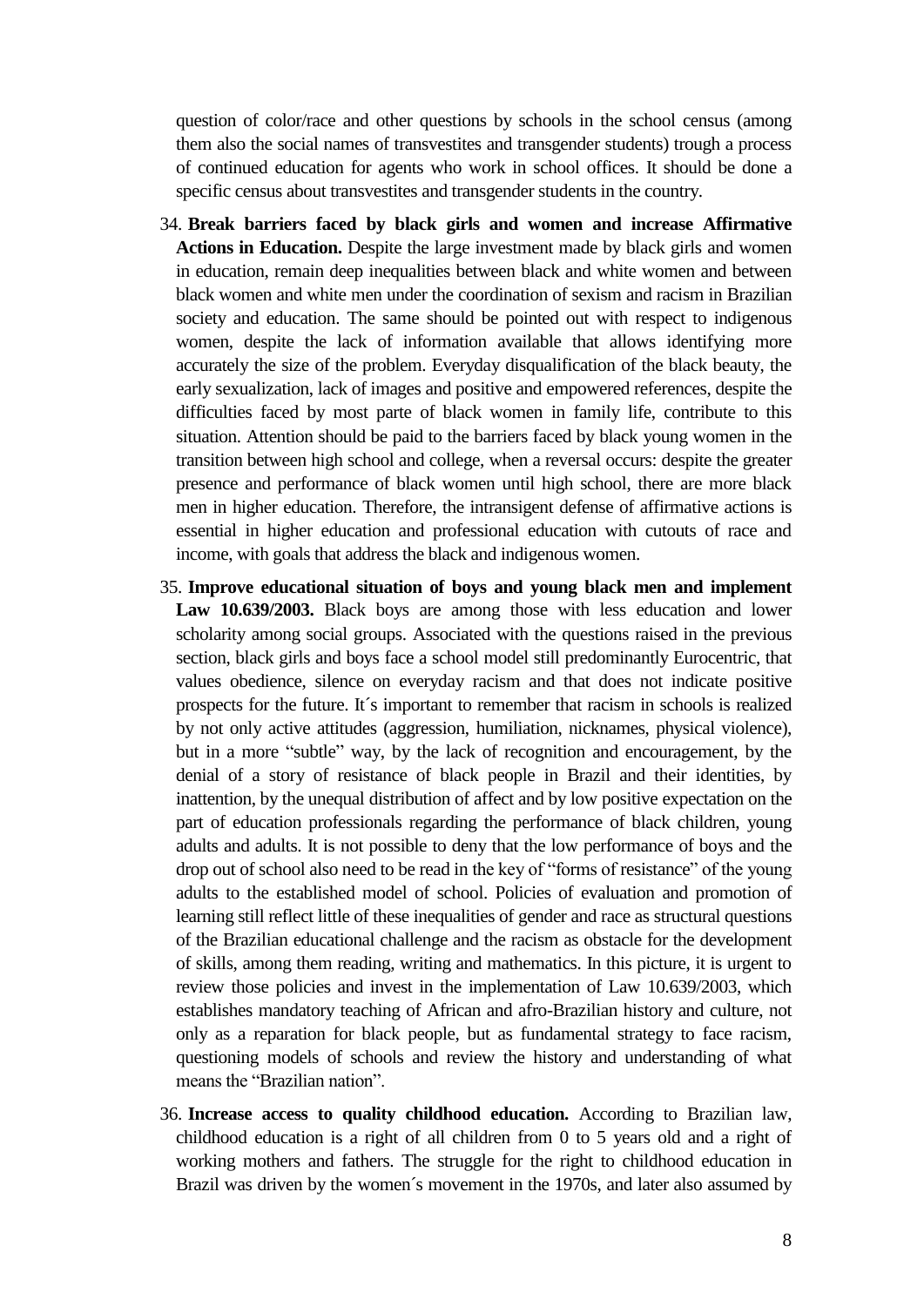question of color/race and other questions by schools in the school census (among them also the social names of transvestites and transgender students) trough a process of continued education for agents who work in school offices. It should be done a specific census about transvestites and transgender students in the country.

34. **Break barriers faced by black girls and women and increase Affirmative Actions in Education.** Despite the large investment made by black girls and women in education, remain deep inequalities between black and white women and between black women and white men under the coordination of sexism and racism in Brazilian society and education. The same should be pointed out with respect to indigenous women, despite the lack of information available that allows identifying more accurately the size of the problem. Everyday disqualification of the black beauty, the early sexualization, lack of images and positive and empowered references, despite the difficulties faced by most parte of black women in family life, contribute to this situation. Attention should be paid to the barriers faced by black young women in the transition between high school and college, when a reversal occurs: despite the greater presence and performance of black women until high school, there are more black men in higher education. Therefore, the intransigent defense of affirmative actions is essential in higher education and professional education with cutouts of race and income, with goals that address the black and indigenous women.

35. **Improve educational situation of boys and young black men and implement Law 10.639/2003.** Black boys are among those with less education and lower scholarity among social groups. Associated with the questions raised in the previous section, black girls and boys face a school model still predominantly Eurocentric, that values obedience, silence on everyday racism and that does not indicate positive prospects for the future. It´s important to remember that racism in schools is realized by not only active attitudes (aggression, humiliation, nicknames, physical violence), but in a more "subtle" way, by the lack of recognition and encouragement, by the denial of a story of resistance of black people in Brazil and their identities, by inattention, by the unequal distribution of affect and by low positive expectation on the part of education professionals regarding the performance of black children, young adults and adults. It is not possible to deny that the low performance of boys and the drop out of school also need to be read in the key of "forms of resistance" of the young adults to the established model of school. Policies of evaluation and promotion of learning still reflect little of these inequalities of gender and race as structural questions of the Brazilian educational challenge and the racism as obstacle for the development of skills, among them reading, writing and mathematics. In this picture, it is urgent to review those policies and invest in the implementation of Law 10.639/2003, which establishes mandatory teaching of African and afro-Brazilian history and culture, not only as a reparation for black people, but as fundamental strategy to face racism, questioning models of schools and review the history and understanding of what means the "Brazilian nation".

36. **Increase access to quality childhood education.** According to Brazilian law, childhood education is a right of all children from 0 to 5 years old and a right of working mothers and fathers. The struggle for the right to childhood education in Brazil was driven by the women´s movement in the 1970s, and later also assumed by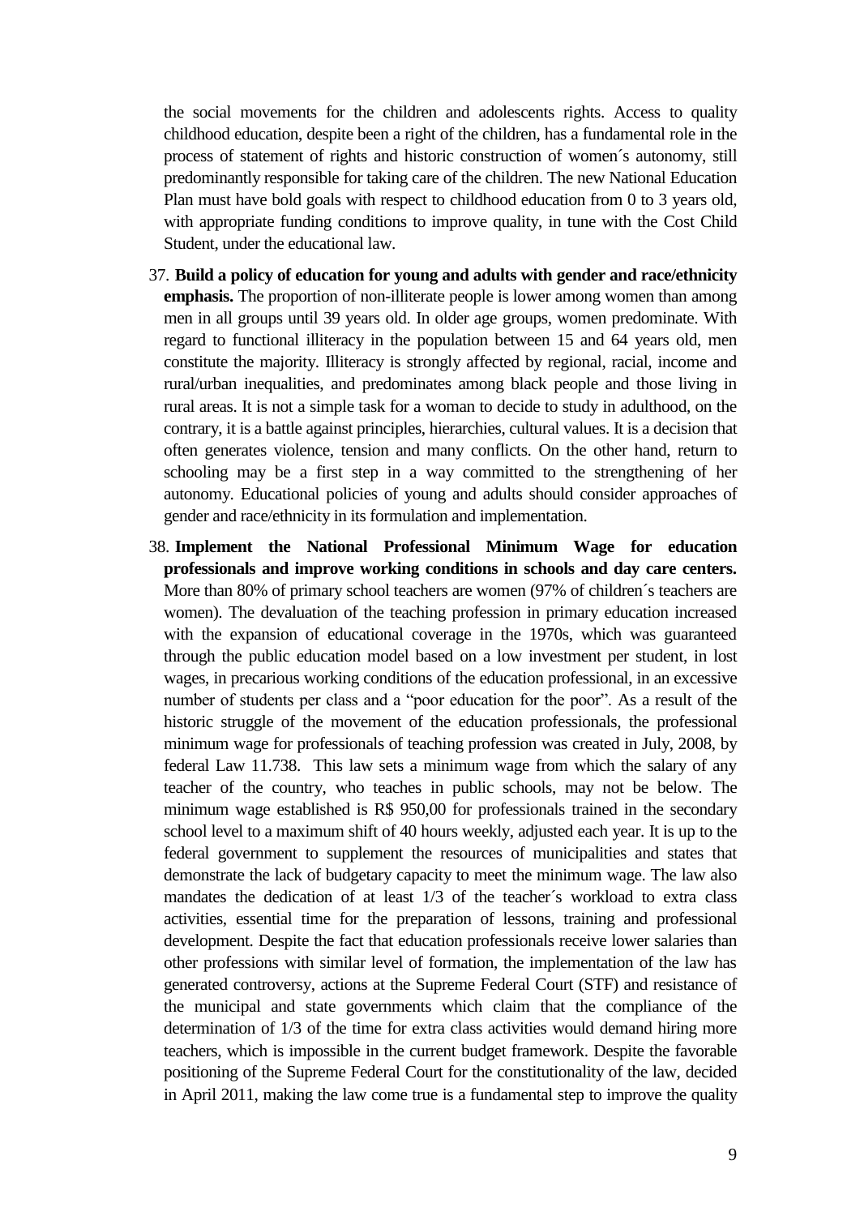the social movements for the children and adolescents rights. Access to quality childhood education, despite been a right of the children, has a fundamental role in the process of statement of rights and historic construction of women´s autonomy, still predominantly responsible for taking care of the children. The new National Education Plan must have bold goals with respect to childhood education from 0 to 3 years old, with appropriate funding conditions to improve quality, in tune with the Cost Child Student, under the educational law.

37. **Build a policy of education for young and adults with gender and race/ethnicity emphasis.** The proportion of non-illiterate people is lower among women than among men in all groups until 39 years old. In older age groups, women predominate. With regard to functional illiteracy in the population between 15 and 64 years old, men constitute the majority. Illiteracy is strongly affected by regional, racial, income and rural/urban inequalities, and predominates among black people and those living in rural areas. It is not a simple task for a woman to decide to study in adulthood, on the contrary, it is a battle against principles, hierarchies, cultural values. It is a decision that often generates violence, tension and many conflicts. On the other hand, return to schooling may be a first step in a way committed to the strengthening of her autonomy. Educational policies of young and adults should consider approaches of gender and race/ethnicity in its formulation and implementation.

38. **Implement the National Professional Minimum Wage for education professionals and improve working conditions in schools and day care centers.** More than 80% of primary school teachers are women (97% of children´s teachers are women). The devaluation of the teaching profession in primary education increased with the expansion of educational coverage in the 1970s, which was guaranteed through the public education model based on a low investment per student, in lost wages, in precarious working conditions of the education professional, in an excessive number of students per class and a "poor education for the poor". As a result of the historic struggle of the movement of the education professionals, the professional minimum wage for professionals of teaching profession was created in July, 2008, by federal Law 11.738. This law sets a minimum wage from which the salary of any teacher of the country, who teaches in public schools, may not be below. The minimum wage established is R$ 950,00 for professionals trained in the secondary school level to a maximum shift of 40 hours weekly, adjusted each year. It is up to the federal government to supplement the resources of municipalities and states that demonstrate the lack of budgetary capacity to meet the minimum wage. The law also mandates the dedication of at least 1/3 of the teacher´s workload to extra class activities, essential time for the preparation of lessons, training and professional development. Despite the fact that education professionals receive lower salaries than other professions with similar level of formation, the implementation of the law has generated controversy, actions at the Supreme Federal Court (STF) and resistance of the municipal and state governments which claim that the compliance of the determination of 1/3 of the time for extra class activities would demand hiring more teachers, which is impossible in the current budget framework. Despite the favorable positioning of the Supreme Federal Court for the constitutionality of the law, decided in April 2011, making the law come true is a fundamental step to improve the quality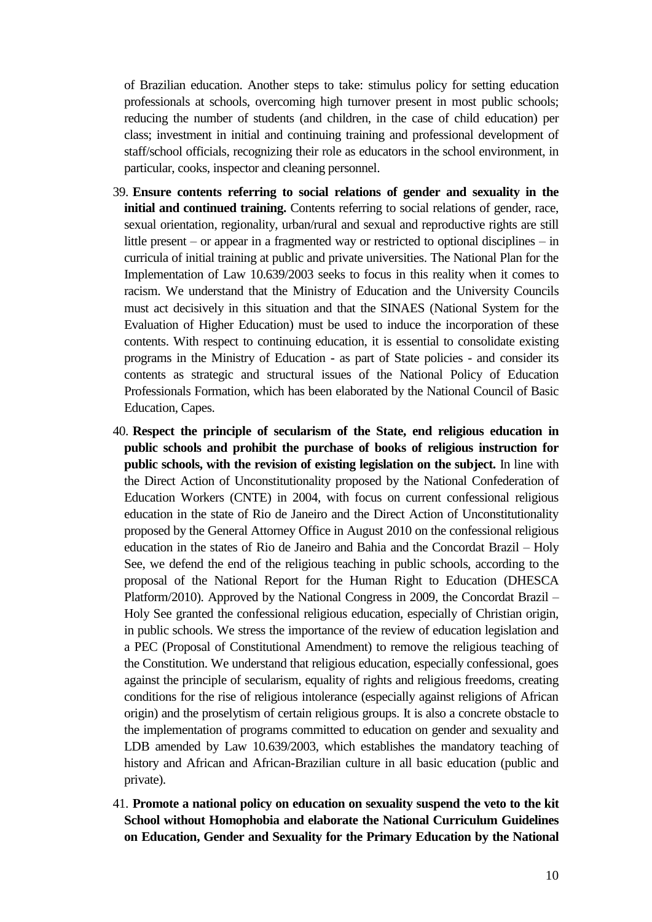of Brazilian education. Another steps to take: stimulus policy for setting education professionals at schools, overcoming high turnover present in most public schools; reducing the number of students (and children, in the case of child education) per class; investment in initial and continuing training and professional development of staff/school officials, recognizing their role as educators in the school environment, in particular, cooks, inspector and cleaning personnel.

39. **Ensure contents referring to social relations of gender and sexuality in the initial and continued training.** Contents referring to social relations of gender, race, sexual orientation, regionality, urban/rural and sexual and reproductive rights are still little present – or appear in a fragmented way or restricted to optional disciplines – in curricula of initial training at public and private universities. The National Plan for the Implementation of Law 10.639/2003 seeks to focus in this reality when it comes to racism. We understand that the Ministry of Education and the University Councils must act decisively in this situation and that the SINAES (National System for the Evaluation of Higher Education) must be used to induce the incorporation of these contents. With respect to continuing education, it is essential to consolidate existing programs in the Ministry of Education - as part of State policies - and consider its contents as strategic and structural issues of the National Policy of Education Professionals Formation, which has been elaborated by the National Council of Basic Education, Capes.

40. **Respect the principle of secularism of the State, end religious education in public schools and prohibit the purchase of books of religious instruction for public schools, with the revision of existing legislation on the subject.** In line with the Direct Action of Unconstitutionality proposed by the National Confederation of Education Workers (CNTE) in 2004, with focus on current confessional religious education in the state of Rio de Janeiro and the Direct Action of Unconstitutionality proposed by the General Attorney Office in August 2010 on the confessional religious education in the states of Rio de Janeiro and Bahia and the Concordat Brazil – Holy See, we defend the end of the religious teaching in public schools, according to the proposal of the National Report for the Human Right to Education (DHESCA Platform/2010). Approved by the National Congress in 2009, the Concordat Brazil – Holy See granted the confessional religious education, especially of Christian origin, in public schools. We stress the importance of the review of education legislation and a PEC (Proposal of Constitutional Amendment) to remove the religious teaching of the Constitution. We understand that religious education, especially confessional, goes against the principle of secularism, equality of rights and religious freedoms, creating conditions for the rise of religious intolerance (especially against religions of African origin) and the proselytism of certain religious groups. It is also a concrete obstacle to the implementation of programs committed to education on gender and sexuality and LDB amended by Law 10.639/2003, which establishes the mandatory teaching of history and African and African-Brazilian culture in all basic education (public and private).

41. **Promote a national policy on education on sexuality suspend the veto to the kit School without Homophobia and elaborate the National Curriculum Guidelines on Education, Gender and Sexuality for the Primary Education by the National**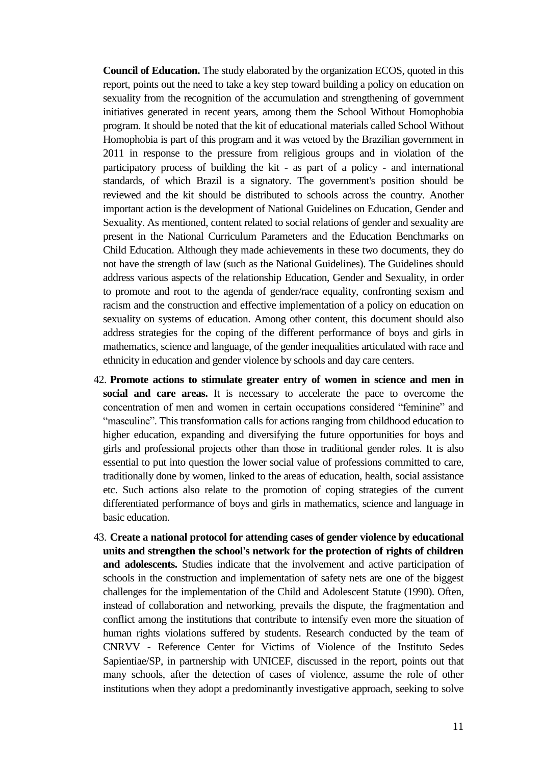**Council of Education.** The study elaborated by the organization ECOS, quoted in this report, points out the need to take a key step toward building a policy on education on sexuality from the recognition of the accumulation and strengthening of government initiatives generated in recent years, among them the School Without Homophobia program. It should be noted that the kit of educational materials called School Without Homophobia is part of this program and it was vetoed by the Brazilian government in 2011 in response to the pressure from religious groups and in violation of the participatory process of building the kit - as part of a policy - and international standards, of which Brazil is a signatory. The government's position should be reviewed and the kit should be distributed to schools across the country. Another important action is the development of National Guidelines on Education, Gender and Sexuality. As mentioned, content related to social relations of gender and sexuality are present in the National Curriculum Parameters and the Education Benchmarks on Child Education. Although they made achievements in these two documents, they do not have the strength of law (such as the National Guidelines). The Guidelines should address various aspects of the relationship Education, Gender and Sexuality, in order to promote and root to the agenda of gender/race equality, confronting sexism and racism and the construction and effective implementation of a policy on education on sexuality on systems of education. Among other content, this document should also address strategies for the coping of the different performance of boys and girls in mathematics, science and language, of the gender inequalities articulated with race and ethnicity in education and gender violence by schools and day care centers.

42. **Promote actions to stimulate greater entry of women in science and men in social and care areas.** It is necessary to accelerate the pace to overcome the concentration of men and women in certain occupations considered "feminine" and "masculine". This transformation calls for actions ranging from childhood education to higher education, expanding and diversifying the future opportunities for boys and girls and professional projects other than those in traditional gender roles. It is also essential to put into question the lower social value of professions committed to care, traditionally done by women, linked to the areas of education, health, social assistance etc. Such actions also relate to the promotion of coping strategies of the current differentiated performance of boys and girls in mathematics, science and language in basic education.

43. **Create a national protocol for attending cases of gender violence by educational units and strengthen the school's network for the protection of rights of children and adolescents.** Studies indicate that the involvement and active participation of schools in the construction and implementation of safety nets are one of the biggest challenges for the implementation of the Child and Adolescent Statute (1990). Often, instead of collaboration and networking, prevails the dispute, the fragmentation and conflict among the institutions that contribute to intensify even more the situation of human rights violations suffered by students. Research conducted by the team of CNRVV - Reference Center for Victims of Violence of the Instituto Sedes Sapientiae/SP, in partnership with UNICEF, discussed in the report, points out that many schools, after the detection of cases of violence, assume the role of other institutions when they adopt a predominantly investigative approach, seeking to solve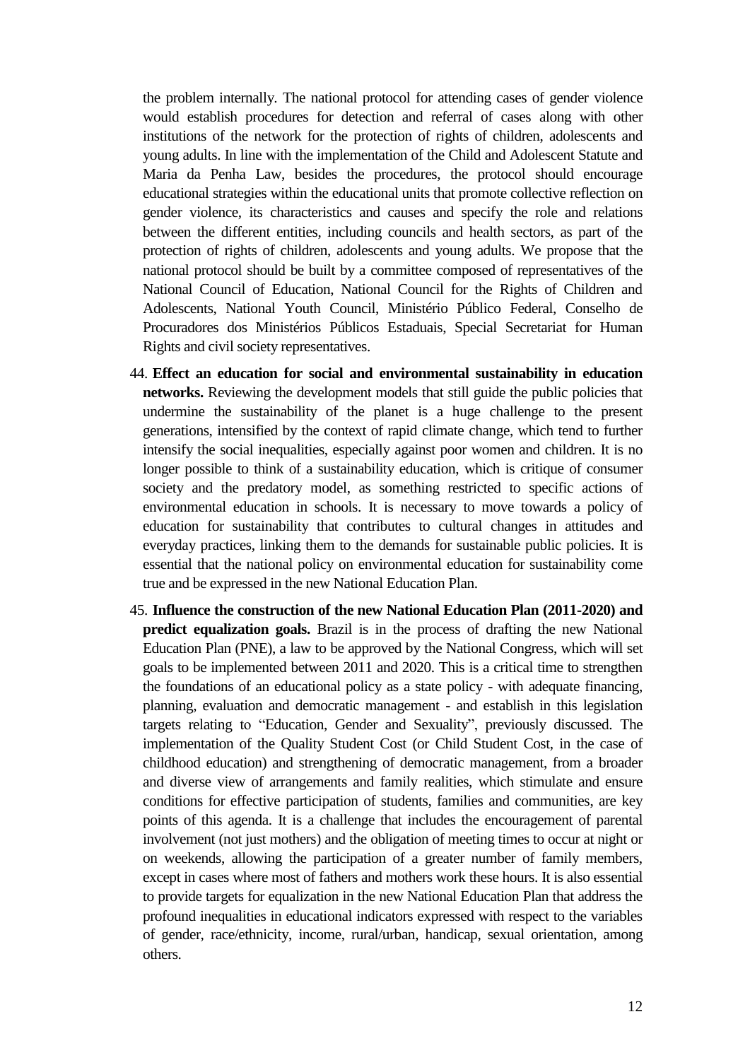the problem internally. The national protocol for attending cases of gender violence would establish procedures for detection and referral of cases along with other institutions of the network for the protection of rights of children, adolescents and young adults. In line with the implementation of the Child and Adolescent Statute and Maria da Penha Law, besides the procedures, the protocol should encourage educational strategies within the educational units that promote collective reflection on gender violence, its characteristics and causes and specify the role and relations between the different entities, including councils and health sectors, as part of the protection of rights of children, adolescents and young adults. We propose that the national protocol should be built by a committee composed of representatives of the National Council of Education, National Council for the Rights of Children and Adolescents, National Youth Council, Ministério Público Federal, Conselho de Procuradores dos Ministérios Públicos Estaduais, Special Secretariat for Human Rights and civil society representatives.

44. **Effect an education for social and environmental sustainability in education networks.** Reviewing the development models that still guide the public policies that undermine the sustainability of the planet is a huge challenge to the present generations, intensified by the context of rapid climate change, which tend to further intensify the social inequalities, especially against poor women and children. It is no longer possible to think of a sustainability education, which is critique of consumer society and the predatory model, as something restricted to specific actions of environmental education in schools. It is necessary to move towards a policy of education for sustainability that contributes to cultural changes in attitudes and everyday practices, linking them to the demands for sustainable public policies. It is essential that the national policy on environmental education for sustainability come true and be expressed in the new National Education Plan.

45. **Influence the construction of the new National Education Plan (2011-2020) and predict equalization goals.** Brazil is in the process of drafting the new National Education Plan (PNE), a law to be approved by the National Congress, which will set goals to be implemented between 2011 and 2020. This is a critical time to strengthen the foundations of an educational policy as a state policy - with adequate financing, planning, evaluation and democratic management - and establish in this legislation targets relating to "Education, Gender and Sexuality", previously discussed. The implementation of the Quality Student Cost (or Child Student Cost, in the case of childhood education) and strengthening of democratic management, from a broader and diverse view of arrangements and family realities, which stimulate and ensure conditions for effective participation of students, families and communities, are key points of this agenda. It is a challenge that includes the encouragement of parental involvement (not just mothers) and the obligation of meeting times to occur at night or on weekends, allowing the participation of a greater number of family members, except in cases where most of fathers and mothers work these hours. It is also essential to provide targets for equalization in the new National Education Plan that address the profound inequalities in educational indicators expressed with respect to the variables of gender, race/ethnicity, income, rural/urban, handicap, sexual orientation, among others.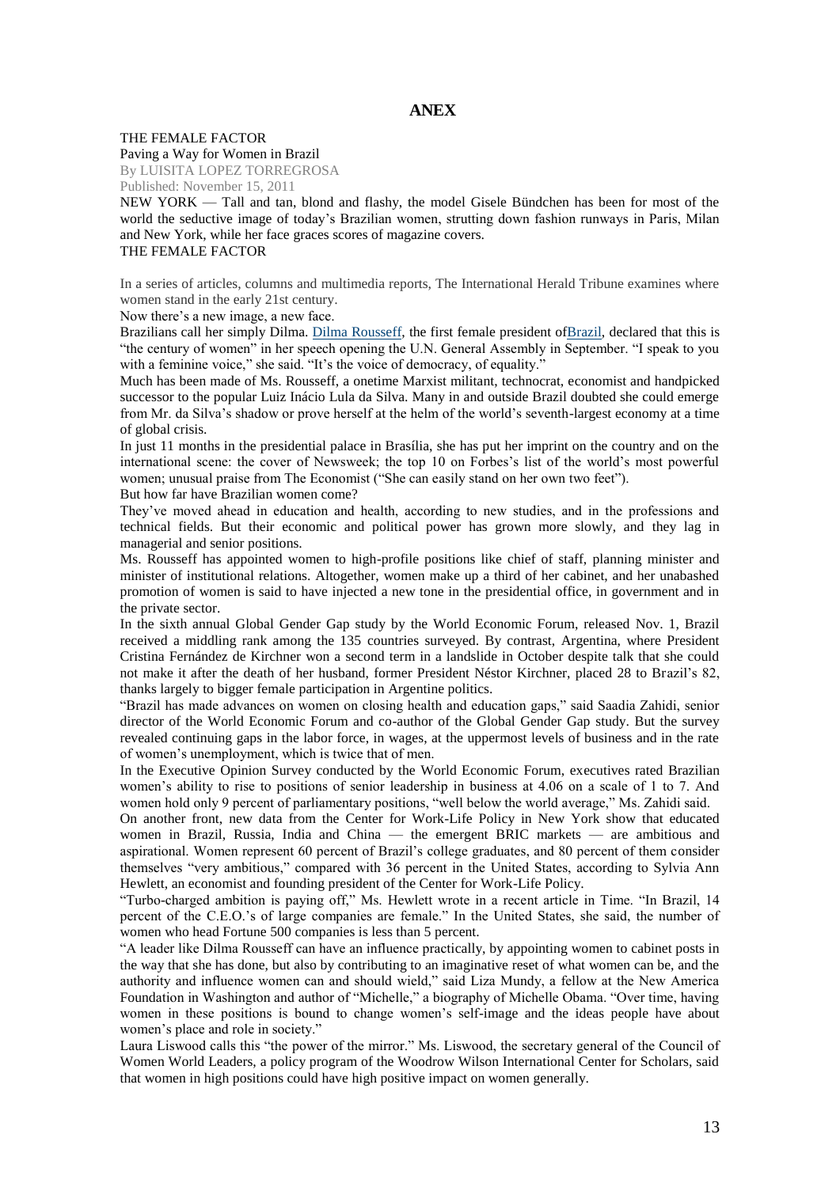# ANEX

THE FEMALE FACTOR

Paving a Way for Women in Brazil

By LUISITA LOPEZ TORREGROSA

Published: November 15, 2011

NEW YORK — Tall and tan, blond and flashy, the model Gisele Bündchen has been for most of the world the seductive image of today's Brazilian women, strutting down fashion runways in Paris, Milan and New York, while her face graces scores of magazine covers.

THE FEMALE FACTOR

In a series of articles, columns and multimedia reports, The International Herald Tribune examines where women stand in the early 21st century.

Now there's a new image, a new face.

Brazilians call her simply Dilma. Dilma Rousseff, the first female president ofBrazil, declared that this is "the century of women" in her speech opening the U.N. General Assembly in September. "I speak to you with a feminine voice," she said. "It's the voice of democracy, of equality."

Much has been made of Ms. Rousseff, a onetime Marxist militant, technocrat, economist and handpicked successor to the popular Luiz Inácio Lula da Silva. Many in and outside Brazil doubted she could emerge from Mr. da Silva's shadow or prove herself at the helm of the world's seventh-largest economy at a time of global crisis.

In just 11 months in the presidential palace in Brasília, she has put her imprint on the country and on the international scene: the cover of Newsweek; the top 10 on Forbes's list of the world's most powerful women; unusual praise from The Economist ("She can easily stand on her own two feet").

But how far have Brazilian women come?

They've moved ahead in education and health, according to new studies, and in the professions and technical fields. But their economic and political power has grown more slowly, and they lag in managerial and senior positions.

Ms. Rousseff has appointed women to high-profile positions like chief of staff, planning minister and minister of institutional relations. Altogether, women make up a third of her cabinet, and her unabashed promotion of women is said to have injected a new tone in the presidential office, in government and in the private sector.

In the sixth annual Global Gender Gap study by the World Economic Forum, released Nov. 1, Brazil received a middling rank among the 135 countries surveyed. By contrast, Argentina, where President Cristina Fernández de Kirchner won a second term in a landslide in October despite talk that she could not make it after the death of her husband, former President Néstor Kirchner, placed 28 to Brazil's 82, thanks largely to bigger female participation in Argentine politics.

"Brazil has made advances on women on closing health and education gaps," said Saadia Zahidi, senior director of the World Economic Forum and co-author of the Global Gender Gap study. But the survey revealed continuing gaps in the labor force, in wages, at the uppermost levels of business and in the rate of women's unemployment, which is twice that of men.

In the Executive Opinion Survey conducted by the World Economic Forum, executives rated Brazilian women's ability to rise to positions of senior leadership in business at 4.06 on a scale of 1 to 7. And women hold only 9 percent of parliamentary positions, "well below the world average," Ms. Zahidi said.

On another front, new data from the Center for Work-Life Policy in New York show that educated women in Brazil, Russia, India and China — the emergent BRIC markets — are ambitious and aspirational. Women represent 60 percent of Brazil's college graduates, and 80 percent of them consider themselves "very ambitious," compared with 36 percent in the United States, according to Sylvia Ann Hewlett, an economist and founding president of the Center for Work-Life Policy.

"Turbo-charged ambition is paying off," Ms. Hewlett wrote in a recent article in Time. "In Brazil, 14 percent of the C.E.O.'s of large companies are female." In the United States, she said, the number of women who head Fortune 500 companies is less than 5 percent.

"A leader like Dilma Rousseff can have an influence practically, by appointing women to cabinet posts in the way that she has done, but also by contributing to an imaginative reset of what women can be, and the authority and influence women can and should wield," said Liza Mundy, a fellow at the New America Foundation in Washington and author of "Michelle," a biography of Michelle Obama. "Over time, having women in these positions is bound to change women's self-image and the ideas people have about women's place and role in society."

Laura Liswood calls this "the power of the mirror." Ms. Liswood, the secretary general of the Council of Women World Leaders, a policy program of the Woodrow Wilson International Center for Scholars, said that women in high positions could have high positive impact on women generally.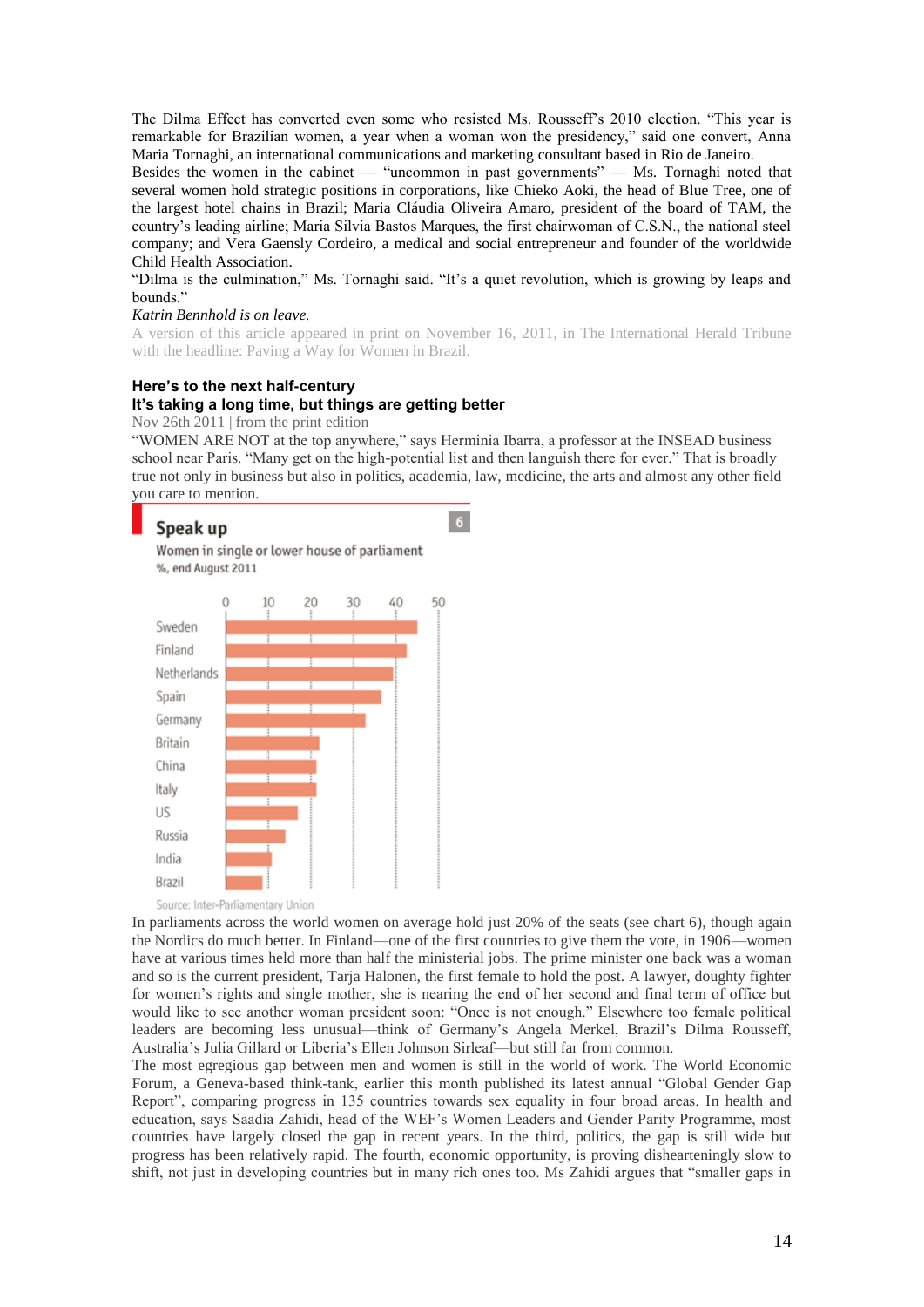The Dilma Effect has converted even some who resisted Ms. Rousseff's 2010 election. "This year is remarkable for Brazilian women, a year when a woman won the presidency," said one convert, Anna Maria Tornaghi, an international communications and marketing consultant based in Rio de Janeiro.

Besides the women in the cabinet — "uncommon in past governments" — Ms. Tornaghi noted that several women hold strategic positions in corporations, like Chieko Aoki, the head of Blue Tree, one of the largest hotel chains in Brazil; Maria Cláudia Oliveira Amaro, president of the board of TAM, the country's leading airline; Maria Silvia Bastos Marques, the first chairwoman of C.S.N., the national steel company; and Vera Gaensly Cordeiro, a medical and social entrepreneur and founder of the worldwide Child Health Association.

"Dilma is the culmination," Ms. Tornaghi said. "It's a quiet revolution, which is growing by leaps and bounds."

*Katrin Bennhold is on leave.*

A version of this article appeared in print on November 16, 2011, in The International Herald Tribune with the headline: Paving a Way for Women in Brazil.

### Here's to the next half-century

### It's taking a long time, but things are getting better

Nov 26th 2011 | from the print edition

"WOMEN ARE NOT at the top anywhere," says Herminia Ibarra, a professor at the INSEAD business school near Paris. "Many get on the high-potential list and then languish there for ever." That is broadly true not only in business but also in politics, academia, law, medicine, the arts and almost any other field you care to mention.

**Speak up** 6

Women in single or lower house of parliament

%, end August 2011

Sweden, Finland, Netherlands, Spain, Germany, Britain, China, Italy, US, Russia, India, Brazil

Source: Inter-Parliamentary Union

In parliaments across the world women on average hold just 20% of the seats (see chart 6), though again the Nordics do much better. In Finland—one of the first countries to give them the vote, in 1906—women have at various times held more than half the ministerial jobs. The prime minister one back was a woman and so is the current president, Tarja Halonen, the first female to hold the post. A lawyer, doughty fighter for women's rights and single mother, she is nearing the end of her second and final term of office but would like to see another woman president soon: "Once is not enough." Elsewhere too female political leaders are becoming less unusual—think of Germany's Angela Merkel, Brazil's Dilma Rousseff, Australia's Julia Gillard or Liberia's Ellen Johnson Sirleaf—but still far from common.

The most egregious gap between men and women is still in the world of work. The World Economic Forum, a Geneva-based think-tank, earlier this month published its latest annual "Global Gender Gap Report", comparing progress in 135 countries towards sex equality in four broad areas. In health and education, says Saadia Zahidi, head of the WEF's Women Leaders and Gender Parity Programme, most countries have largely closed the gap in recent years. In the third, politics, the gap is still wide but progress has been relatively rapid. The fourth, economic opportunity, is proving dishearteningly slow to shift, not just in developing countries but in many rich ones too. Ms Zahidi argues that "smaller gaps in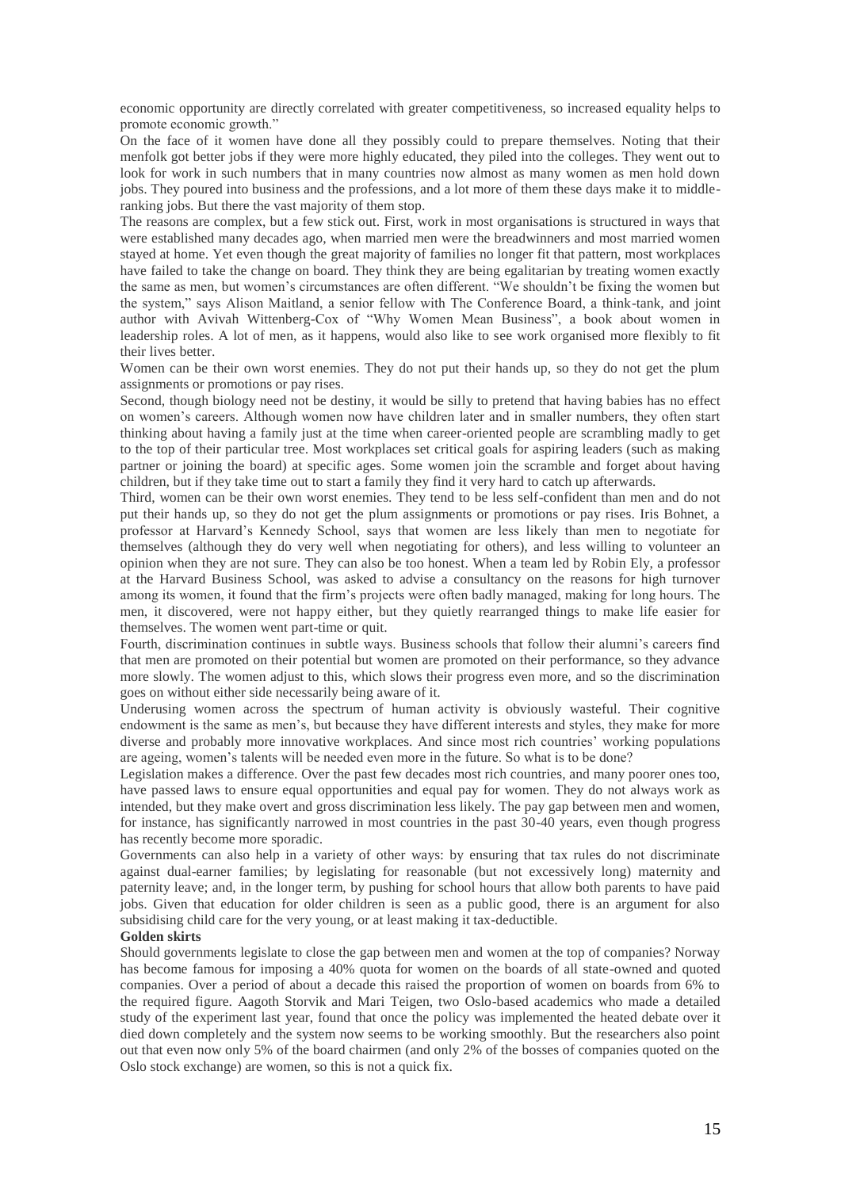economic opportunity are directly correlated with greater competitiveness, so increased equality helps to promote economic growth."

On the face of it women have done all they possibly could to prepare themselves. Noting that their menfolk got better jobs if they were more highly educated, they piled into the colleges. They went out to look for work in such numbers that in many countries now almost as many women as men hold down jobs. They poured into business and the professions, and a lot more of them these days make it to middle-ranking jobs. But there the vast majority of them stop.

The reasons are complex, but a few stick out. First, work in most organisations is structured in ways that were established many decades ago, when married men were the breadwinners and most married women stayed at home. Yet even though the great majority of families no longer fit that pattern, most workplaces have failed to take the change on board. They think they are being egalitarian by treating women exactly the same as men, but women's circumstances are often different. "We shouldn't be fixing the women but the system," says Alison Maitland, a senior fellow with The Conference Board, a think-tank, and joint author with Avivah Wittenberg-Cox of "Why Women Mean Business", a book about women in leadership roles. A lot of men, as it happens, would also like to see work organised more flexibly to fit their lives better.

Women can be their own worst enemies. They do not put their hands up, so they do not get the plum assignments or promotions or pay rises.

Second, though biology need not be destiny, it would be silly to pretend that having babies has no effect on women's careers. Although women now have children later and in smaller numbers, they often start thinking about having a family just at the time when career-oriented people are scrambling madly to get to the top of their particular tree. Most workplaces set critical goals for aspiring leaders (such as making partner or joining the board) at specific ages. Some women join the scramble and forget about having children, but if they take time out to start a family they find it very hard to catch up afterwards.

Third, women can be their own worst enemies. They tend to be less self-confident than men and do not put their hands up, so they do not get the plum assignments or promotions or pay rises. Iris Bohnet, a professor at Harvard's Kennedy School, says that women are less likely than men to negotiate for themselves (although they do very well when negotiating for others), and less willing to volunteer an opinion when they are not sure. They can also be too honest. When a team led by Robin Ely, a professor at the Harvard Business School, was asked to advise a consultancy on the reasons for high turnover among its women, it found that the firm's projects were often badly managed, making for long hours. The men, it discovered, were not happy either, but they quietly rearranged things to make life easier for themselves. The women went part-time or quit.

Fourth, discrimination continues in subtle ways. Business schools that follow their alumni's careers find that men are promoted on their potential but women are promoted on their performance, so they advance more slowly. The women adjust to this, which slows their progress even more, and so the discrimination goes on without either side necessarily being aware of it.

Underusing women across the spectrum of human activity is obviously wasteful. Their cognitive endowment is the same as men's, but because they have different interests and styles, they make for more diverse and probably more innovative workplaces. And since most rich countries' working populations are ageing, women's talents will be needed even more in the future. So what is to be done?

Legislation makes a difference. Over the past few decades most rich countries, and many poorer ones too, have passed laws to ensure equal opportunities and equal pay for women. They do not always work as intended, but they make overt and gross discrimination less likely. The pay gap between men and women, for instance, has significantly narrowed in most countries in the past 30-40 years, even though progress has recently become more sporadic.

Governments can also help in a variety of other ways: by ensuring that tax rules do not discriminate against dual-earner families; by legislating for reasonable (but not excessively long) maternity and paternity leave; and, in the longer term, by pushing for school hours that allow both parents to have paid jobs. Given that education for older children is seen as a public good, there is an argument for also subsidising child care for the very young, or at least making it tax-deductible.

**Golden skirts**

Should governments legislate to close the gap between men and women at the top of companies? Norway has become famous for imposing a 40% quota for women on the boards of all state-owned and quoted companies. Over a period of about a decade this raised the proportion of women on boards from 6% to the required figure. Aagoth Storvik and Mari Teigen, two Oslo-based academics who made a detailed study of the experiment last year, found that once the policy was implemented the heated debate over it died down completely and the system now seems to be working smoothly. But the researchers also point out that even now only 5% of the board chairmen (and only 2% of the bosses of companies quoted on the Oslo stock exchange) are women, so this is not a quick fix.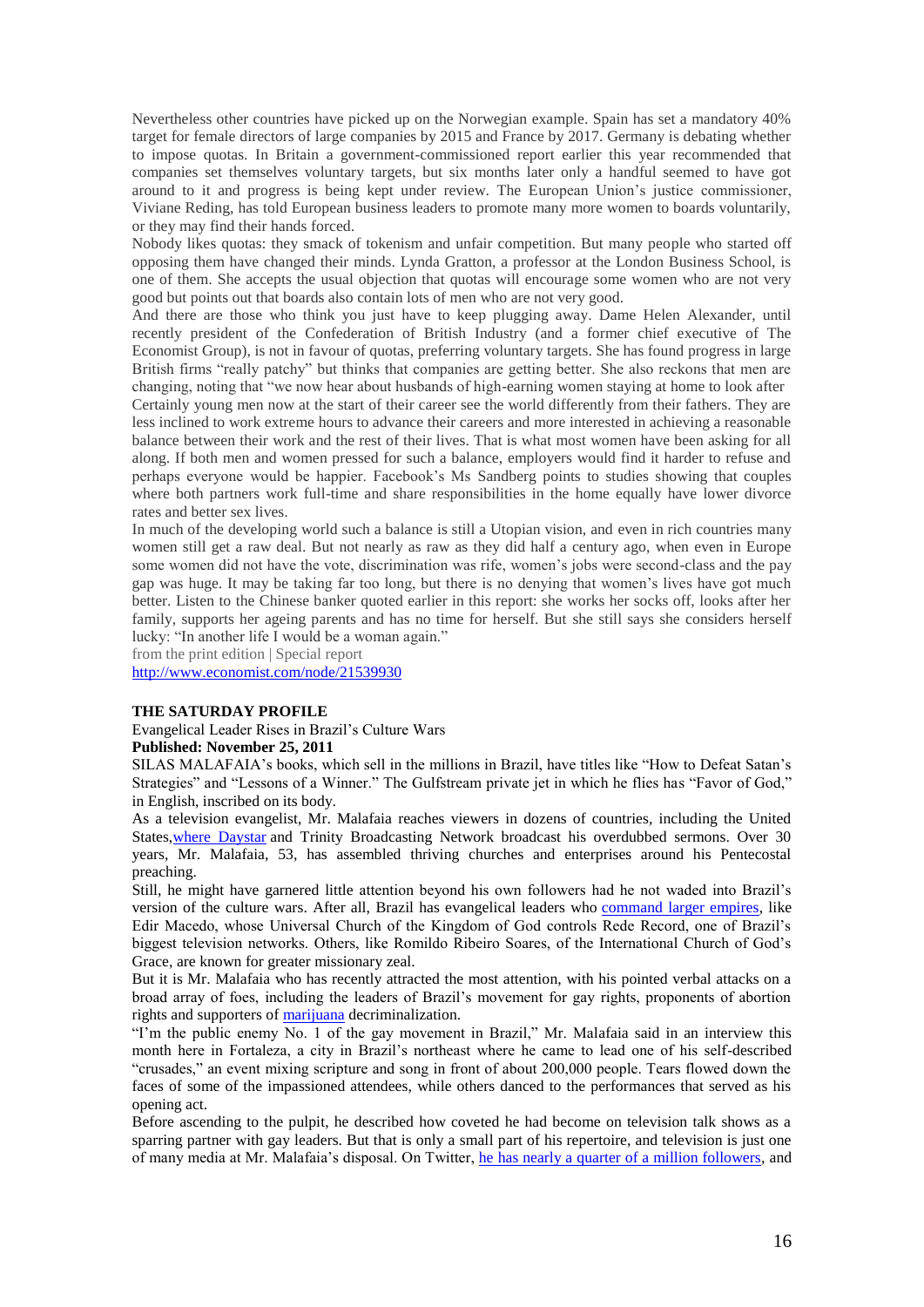Nevertheless other countries have picked up on the Norwegian example. Spain has set a mandatory 40% target for female directors of large companies by 2015 and France by 2017. Germany is debating whether to impose quotas. In Britain a government-commissioned report earlier this year recommended that companies set themselves voluntary targets, but six months later only a handful seemed to have got around to it and progress is being kept under review. The European Union's justice commissioner, Viviane Reding, has told European business leaders to promote many more women to boards voluntarily, or they may find their hands forced.

Nobody likes quotas: they smack of tokenism and unfair competition. But many people who started off opposing them have changed their minds. Lynda Gratton, a professor at the London Business School, is one of them. She accepts the usual objection that quotas will encourage some women who are not very good but points out that boards also contain lots of men who are not very good.

And there are those who think you just have to keep plugging away. Dame Helen Alexander, until recently president of the Confederation of British Industry (and a former chief executive of The Economist Group), is not in favour of quotas, preferring voluntary targets. She has found progress in large British firms "really patchy" but thinks that companies are getting better. She also reckons that men are changing, noting that "we now hear about husbands of high-earning women staying at home to look after

Certainly young men now at the start of their career see the world differently from their fathers. They are less inclined to work extreme hours to advance their careers and more interested in achieving a reasonable balance between their work and the rest of their lives. That is what most women have been asking for all along. If both men and women pressed for such a balance, employers would find it harder to refuse and perhaps everyone would be happier. Facebook's Ms Sandberg points to studies showing that couples where both partners work full-time and share responsibilities in the home equally have lower divorce rates and better sex lives.

In much of the developing world such a balance is still a Utopian vision, and even in rich countries many women still get a raw deal. But not nearly as raw as they did half a century ago, when even in Europe some women did not have the vote, discrimination was rife, women's jobs were second-class and the pay gap was huge. It may be taking far too long, but there is no denying that women's lives have got much better. Listen to the Chinese banker quoted earlier in this report: she works her socks off, looks after her family, supports her ageing parents and has no time for herself. But she still says she considers herself lucky: "In another life I would be a woman again."

from the print edition | Special report

http://www.economist.com/node/21539930

**THE SATURDAY PROFILE**

Evangelical Leader Rises in Brazil's Culture Wars

**Published: November 25, 2011**

SILAS MALAFAIA's books, which sell in the millions in Brazil, have titles like "How to Defeat Satan's Strategies" and "Lessons of a Winner." The Gulfstream private jet in which he flies has "Favor of God," in English, inscribed on its body.

As a television evangelist, Mr. Malafaia reaches viewers in dozens of countries, including the United States, where Daystar and Trinity Broadcasting Network broadcast his overdubbed sermons. Over 30 years, Mr. Malafaia, 53, has assembled thriving churches and enterprises around his Pentecostal preaching.

Still, he might have garnered little attention beyond his own followers had he not waded into Brazil's version of the culture wars. After all, Brazil has evangelical leaders who command larger empires, like Edir Macedo, whose Universal Church of the Kingdom of God controls Rede Record, one of Brazil's biggest television networks. Others, like Romildo Ribeiro Soares, of the International Church of God's Grace, are known for greater missionary zeal.

But it is Mr. Malafaia who has recently attracted the most attention, with his pointed verbal attacks on a broad array of foes, including the leaders of Brazil's movement for gay rights, proponents of abortion rights and supporters of marijuana decriminalization.

"I'm the public enemy No. 1 of the gay movement in Brazil," Mr. Malafaia said in an interview this month here in Fortaleza, a city in Brazil's northeast where he came to lead one of his self-described "crusades," an event mixing scripture and song in front of about 200,000 people. Tears flowed down the faces of some of the impassioned attendees, while others danced to the performances that served as his opening act.

Before ascending to the pulpit, he described how coveted he had become on television talk shows as a sparring partner with gay leaders. But that is only a small part of his repertoire, and television is just one of many media at Mr. Malafaia's disposal. On Twitter, he has nearly a quarter of a million followers, and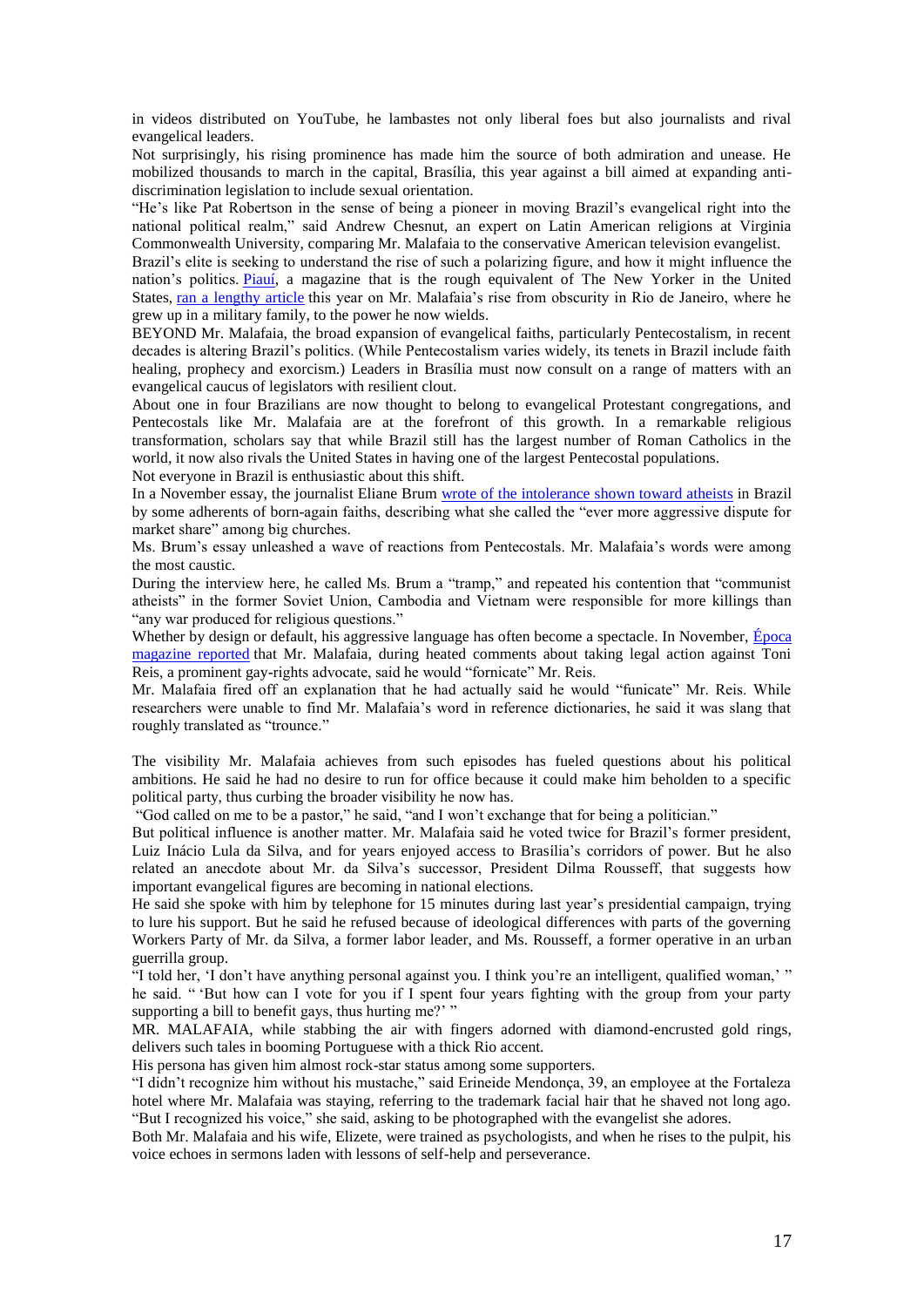in videos distributed on YouTube, he lambastes not only liberal foes but also journalists and rival evangelical leaders.

Not surprisingly, his rising prominence has made him the source of both admiration and unease. He mobilized thousands to march in the capital, Brasília, this year against a bill aimed at expanding anti-discrimination legislation to include sexual orientation.

"He's like Pat Robertson in the sense of being a pioneer in moving Brazil's evangelical right into the national political realm," said Andrew Chesnut, an expert on Latin American religions at Virginia Commonwealth University, comparing Mr. Malafaia to the conservative American television evangelist.

Brazil's elite is seeking to understand the rise of such a polarizing figure, and how it might influence the nation's politics. Piauí, a magazine that is the rough equivalent of The New Yorker in the United States, ran a lengthy article this year on Mr. Malafaia's rise from obscurity in Rio de Janeiro, where he grew up in a military family, to the power he now wields.

BEYOND Mr. Malafaia, the broad expansion of evangelical faiths, particularly Pentecostalism, in recent decades is altering Brazil's politics. (While Pentecostalism varies widely, its tenets in Brazil include faith healing, prophecy and exorcism.) Leaders in Brasília must now consult on a range of matters with an evangelical caucus of legislators with resilient clout.

About one in four Brazilians are now thought to belong to evangelical Protestant congregations, and Pentecostals like Mr. Malafaia are at the forefront of this growth. In a remarkable religious transformation, scholars say that while Brazil still has the largest number of Roman Catholics in the world, it now also rivals the United States in having one of the largest Pentecostal populations.

Not everyone in Brazil is enthusiastic about this shift.

In a November essay, the journalist Eliane Brum wrote of the intolerance shown toward atheists in Brazil by some adherents of born-again faiths, describing what she called the "ever more aggressive dispute for market share" among big churches.

Ms. Brum's essay unleashed a wave of reactions from Pentecostals. Mr. Malafaia's words were among the most caustic.

During the interview here, he called Ms. Brum a "tramp," and repeated his contention that "communist atheists" in the former Soviet Union, Cambodia and Vietnam were responsible for more killings than "any war produced for religious questions."

Whether by design or default, his aggressive language has often become a spectacle. In November, Época magazine reported that Mr. Malafaia, during heated comments about taking legal action against Toni Reis, a prominent gay-rights advocate, said he would "fornicate" Mr. Reis.

Mr. Malafaia fired off an explanation that he had actually said he would "funicate" Mr. Reis. While researchers were unable to find Mr. Malafaia's word in reference dictionaries, he said it was slang that roughly translated as "trounce."

The visibility Mr. Malafaia achieves from such episodes has fueled questions about his political ambitions. He said he had no desire to run for office because it could make him beholden to a specific political party, thus curbing the broader visibility he now has.

"God called on me to be a pastor," he said, "and I won't exchange that for being a politician."

But political influence is another matter. Mr. Malafaia said he voted twice for Brazil's former president, Luiz Inácio Lula da Silva, and for years enjoyed access to Brasília's corridors of power. But he also related an anecdote about Mr. da Silva's successor, President Dilma Rousseff, that suggests how important evangelical figures are becoming in national elections.

He said she spoke with him by telephone for 15 minutes during last year's presidential campaign, trying to lure his support. But he said he refused because of ideological differences with parts of the governing Workers Party of Mr. da Silva, a former labor leader, and Ms. Rousseff, a former operative in an urban guerrilla group.

"I told her, 'I don't have anything personal against you. I think you're an intelligent, qualified woman,' " he said. " 'But how can I vote for you if I spent four years fighting with the group from your party supporting a bill to benefit gays, thus hurting me?' "

MR. MALAFAIA, while stabbing the air with fingers adorned with diamond-encrusted gold rings, delivers such tales in booming Portuguese with a thick Rio accent.

His persona has given him almost rock-star status among some supporters.

"I didn't recognize him without his mustache," said Erineide Mendonça, 39, an employee at the Fortaleza hotel where Mr. Malafaia was staying, referring to the trademark facial hair that he shaved not long ago. "But I recognized his voice," she said, asking to be photographed with the evangelist she adores.

Both Mr. Malafaia and his wife, Elizete, were trained as psychologists, and when he rises to the pulpit, his voice echoes in sermons laden with lessons of self-help and perseverance.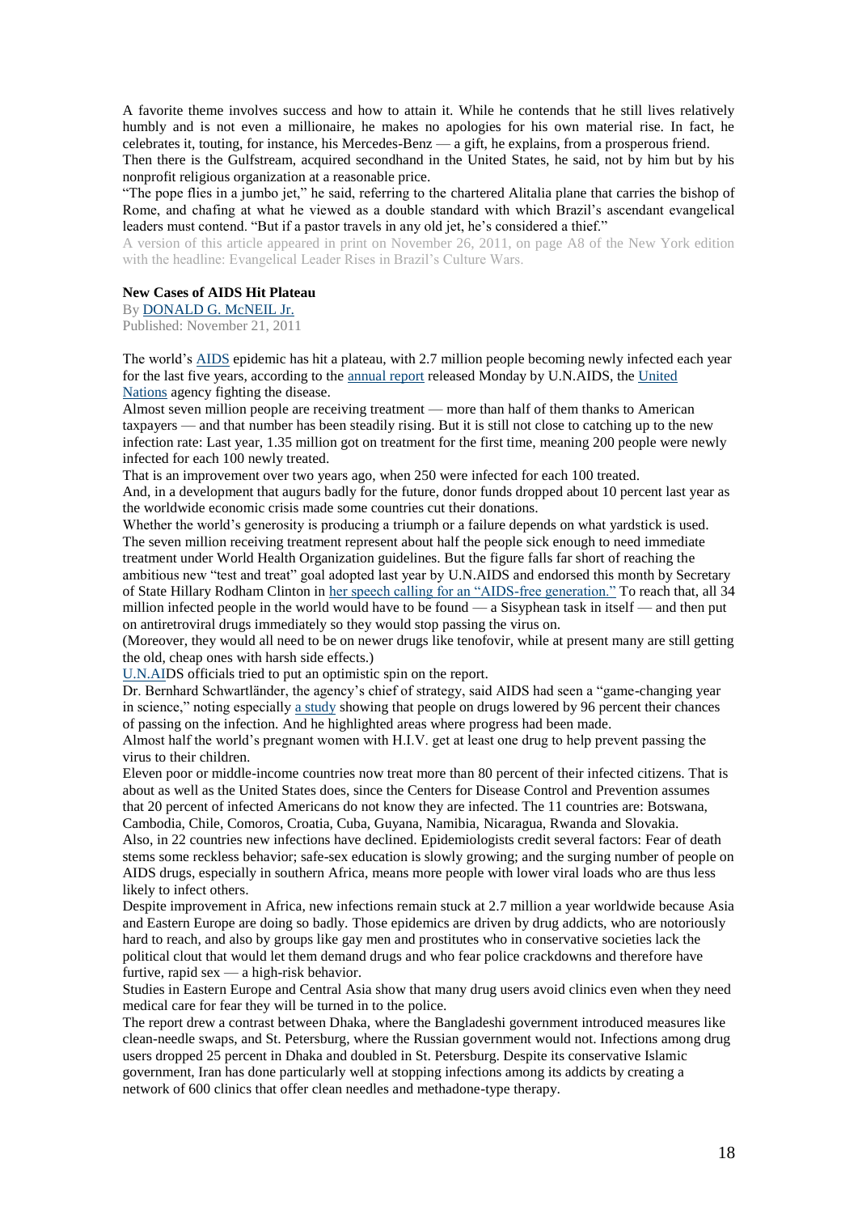A favorite theme involves success and how to attain it. While he contends that he still lives relatively humbly and is not even a millionaire, he makes no apologies for his own material rise. In fact, he celebrates it, touting, for instance, his Mercedes-Benz — a gift, he explains, from a prosperous friend.

Then there is the Gulfstream, acquired secondhand in the United States, he said, not by him but by his nonprofit religious organization at a reasonable price.

"The pope flies in a jumbo jet," he said, referring to the chartered Alitalia plane that carries the bishop of Rome, and chafing at what he viewed as a double standard with which Brazil's ascendant evangelical leaders must contend. "But if a pastor travels in any old jet, he's considered a thief."

A version of this article appeared in print on November 26, 2011, on page A8 of the New York edition with the headline: Evangelical Leader Rises in Brazil's Culture Wars.

**New Cases of AIDS Hit Plateau**

By DONALD G. McNEIL Jr.

Published: November 21, 2011

The world's AIDS epidemic has hit a plateau, with 2.7 million people becoming newly infected each year for the last five years, according to the annual report released Monday by U.N.AIDS, the United Nations agency fighting the disease.

Almost seven million people are receiving treatment — more than half of them thanks to American taxpayers — and that number has been steadily rising. But it is still not close to catching up to the new infection rate: Last year, 1.35 million got on treatment for the first time, meaning 200 people were newly infected for each 100 newly treated.

That is an improvement over two years ago, when 250 were infected for each 100 treated.

And, in a development that augurs badly for the future, donor funds dropped about 10 percent last year as the worldwide economic crisis made some countries cut their donations.

Whether the world's generosity is producing a triumph or a failure depends on what yardstick is used. The seven million receiving treatment represent about half the people sick enough to need immediate treatment under World Health Organization guidelines. But the figure falls far short of reaching the ambitious new "test and treat" goal adopted last year by U.N.AIDS and endorsed this month by Secretary of State Hillary Rodham Clinton in her speech calling for an "AIDS-free generation." To reach that, all 34 million infected people in the world would have to be found — a Sisyphean task in itself — and then put on antiretroviral drugs immediately so they would stop passing the virus on.

(Moreover, they would all need to be on newer drugs like tenofovir, while at present many are still getting the old, cheap ones with harsh side effects.)

U.N.AIDS officials tried to put an optimistic spin on the report.

Dr. Bernhard Schwartländer, the agency's chief of strategy, said AIDS had seen a "game-changing year in science," noting especially a study showing that people on drugs lowered by 96 percent their chances of passing on the infection. And he highlighted areas where progress had been made.

Almost half the world's pregnant women with H.I.V. get at least one drug to help prevent passing the virus to their children.

Eleven poor or middle-income countries now treat more than 80 percent of their infected citizens. That is about as well as the United States does, since the Centers for Disease Control and Prevention assumes that 20 percent of infected Americans do not know they are infected. The 11 countries are: Botswana, Cambodia, Chile, Comoros, Croatia, Cuba, Guyana, Namibia, Nicaragua, Rwanda and Slovakia.

Also, in 22 countries new infections have declined. Epidemiologists credit several factors: Fear of death stems some reckless behavior; safe-sex education is slowly growing; and the surging number of people on AIDS drugs, especially in southern Africa, means more people with lower viral loads who are thus less likely to infect others.

Despite improvement in Africa, new infections remain stuck at 2.7 million a year worldwide because Asia and Eastern Europe are doing so badly. Those epidemics are driven by drug addicts, who are notoriously hard to reach, and also by groups like gay men and prostitutes who in conservative societies lack the political clout that would let them demand drugs and who fear police crackdowns and therefore have furtive, rapid sex — a high-risk behavior.

Studies in Eastern Europe and Central Asia show that many drug users avoid clinics even when they need medical care for fear they will be turned in to the police.

The report drew a contrast between Dhaka, where the Bangladeshi government introduced measures like clean-needle swaps, and St. Petersburg, where the Russian government would not. Infections among drug users dropped 25 percent in Dhaka and doubled in St. Petersburg. Despite its conservative Islamic government, Iran has done particularly well at stopping infections among its addicts by creating a network of 600 clinics that offer clean needles and methadone-type therapy.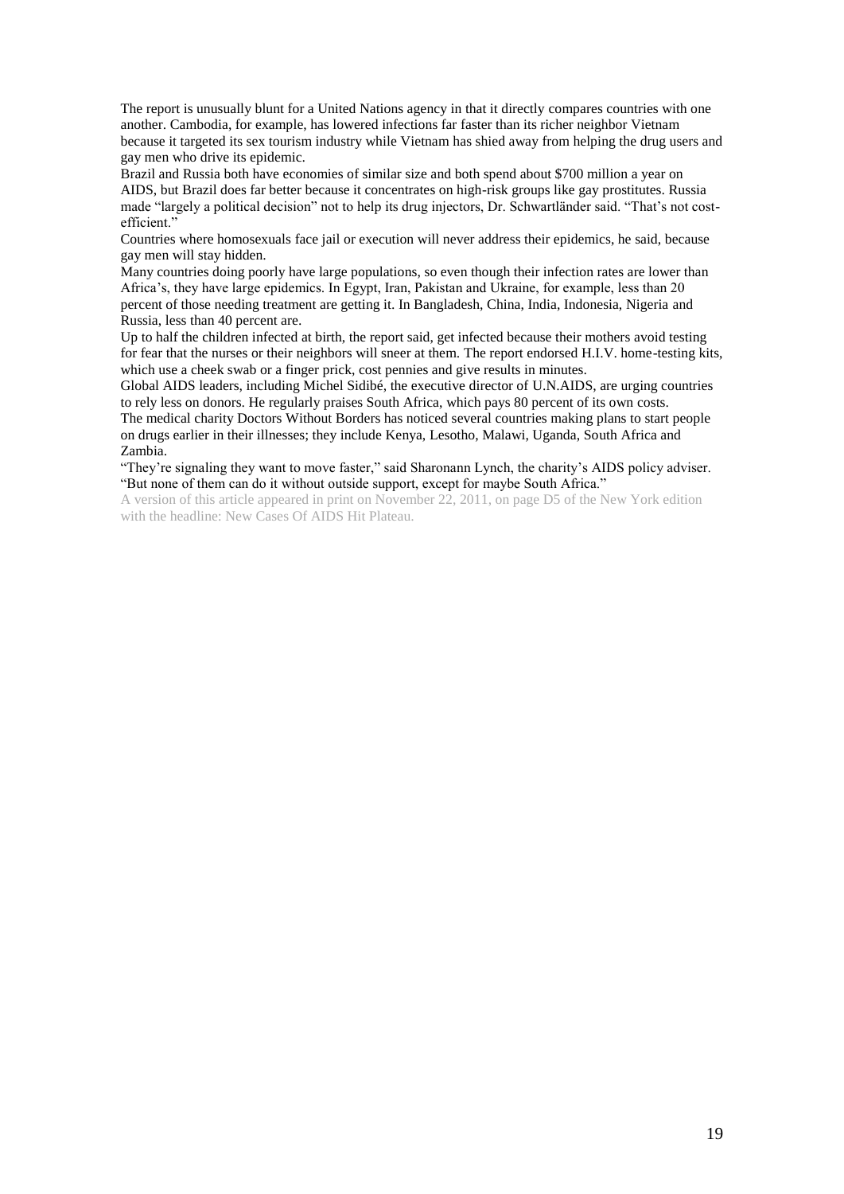The report is unusually blunt for a United Nations agency in that it directly compares countries with one another. Cambodia, for example, has lowered infections far faster than its richer neighbor Vietnam because it targeted its sex tourism industry while Vietnam has shied away from helping the drug users and gay men who drive its epidemic.

Brazil and Russia both have economies of similar size and both spend about $700 million a year on AIDS, but Brazil does far better because it concentrates on high-risk groups like gay prostitutes. Russia made "largely a political decision" not to help its drug injectors, Dr. Schwartländer said. "That's not cost-efficient."

Countries where homosexuals face jail or execution will never address their epidemics, he said, because gay men will stay hidden.

Many countries doing poorly have large populations, so even though their infection rates are lower than Africa's, they have large epidemics. In Egypt, Iran, Pakistan and Ukraine, for example, less than 20 percent of those needing treatment are getting it. In Bangladesh, China, India, Indonesia, Nigeria and Russia, less than 40 percent are.

Up to half the children infected at birth, the report said, get infected because their mothers avoid testing for fear that the nurses or their neighbors will sneer at them. The report endorsed H.I.V. home-testing kits, which use a cheek swab or a finger prick, cost pennies and give results in minutes.

Global AIDS leaders, including Michel Sidibé, the executive director of U.N.AIDS, are urging countries to rely less on donors. He regularly praises South Africa, which pays 80 percent of its own costs.

The medical charity Doctors Without Borders has noticed several countries making plans to start people on drugs earlier in their illnesses; they include Kenya, Lesotho, Malawi, Uganda, South Africa and Zambia.

"They're signaling they want to move faster," said Sharonann Lynch, the charity's AIDS policy adviser. "But none of them can do it without outside support, except for maybe South Africa."

A version of this article appeared in print on November 22, 2011, on page D5 of the New York edition with the headline: New Cases Of AIDS Hit Plateau.